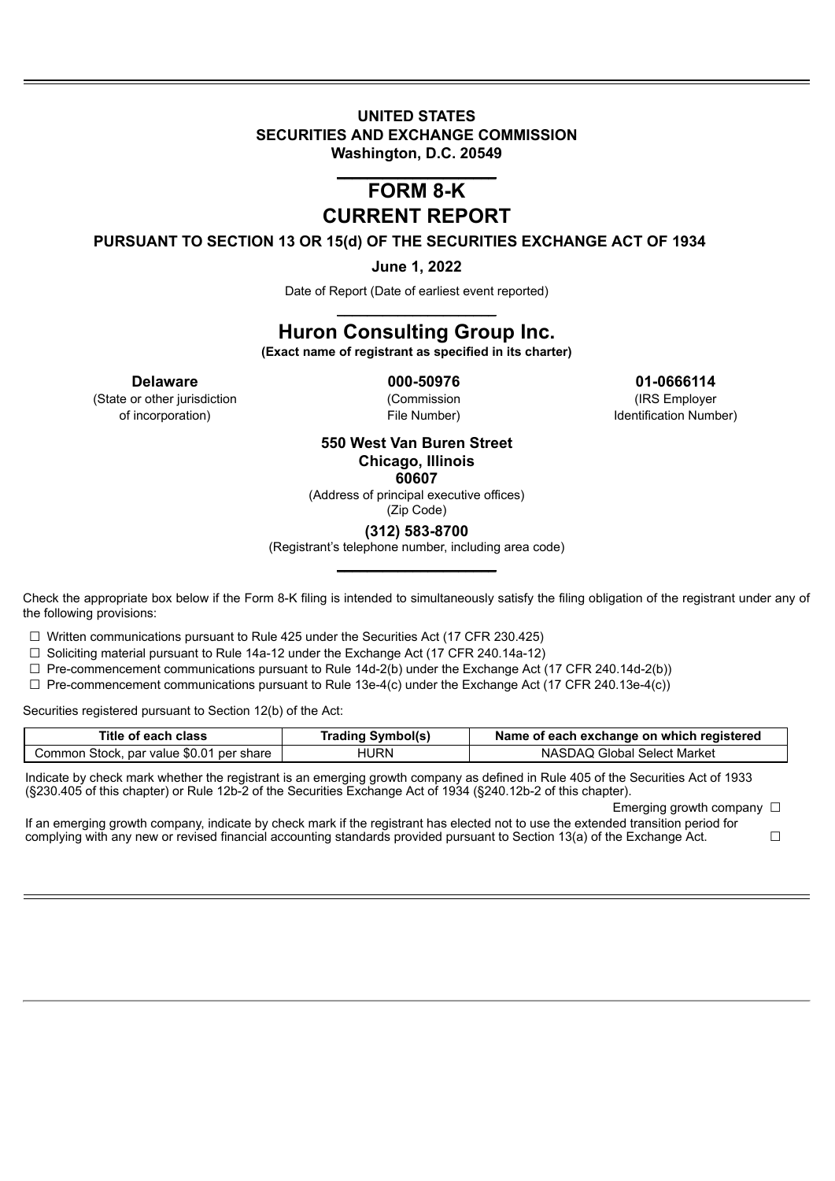**UNITED STATES**
**SECURITIES AND EXCHANGE COMMISSION**
**Washington, D.C. 20549**

# FORM 8-K
# CURRENT REPORT

**PURSUANT TO SECTION 13 OR 15(d) OF THE SECURITIES EXCHANGE ACT OF 1934**

**June 1, 2022**

Date of Report (Date of earliest event reported)

# Huron Consulting Group Inc.

**(Exact name of registrant as specified in its charter)**

| **Delaware** | **000-50976** | **01-0666114** |
|---|---|---|
| (State or other jurisdiction of incorporation) | (Commission File Number) | (IRS Employer Identification Number) |

**550 West Van Buren Street**
**Chicago, Illinois**
**60607**
(Address of principal executive offices)
(Zip Code)

**(312) 583-8700**
(Registrant's telephone number, including area code)

Check the appropriate box below if the Form 8-K filing is intended to simultaneously satisfy the filing obligation of the registrant under any of the following provisions:

☐ Written communications pursuant to Rule 425 under the Securities Act (17 CFR 230.425)

☐ Soliciting material pursuant to Rule 14a-12 under the Exchange Act (17 CFR 240.14a-12)

☐ Pre-commencement communications pursuant to Rule 14d-2(b) under the Exchange Act (17 CFR 240.14d-2(b))

☐ Pre-commencement communications pursuant to Rule 13e-4(c) under the Exchange Act (17 CFR 240.13e-4(c))

Securities registered pursuant to Section 12(b) of the Act:

| Title of each class | Trading Symbol(s) | Name of each exchange on which registered |
|---|---|---|
| Common Stock, par value $0.01 per share | HURN | NASDAQ Global Select Market |

Indicate by check mark whether the registrant is an emerging growth company as defined in Rule 405 of the Securities Act of 1933 (§230.405 of this chapter) or Rule 12b-2 of the Securities Exchange Act of 1934 (§240.12b-2 of this chapter).

Emerging growth company ☐

If an emerging growth company, indicate by check mark if the registrant has elected not to use the extended transition period for complying with any new or revised financial accounting standards provided pursuant to Section 13(a) of the Exchange Act. ☐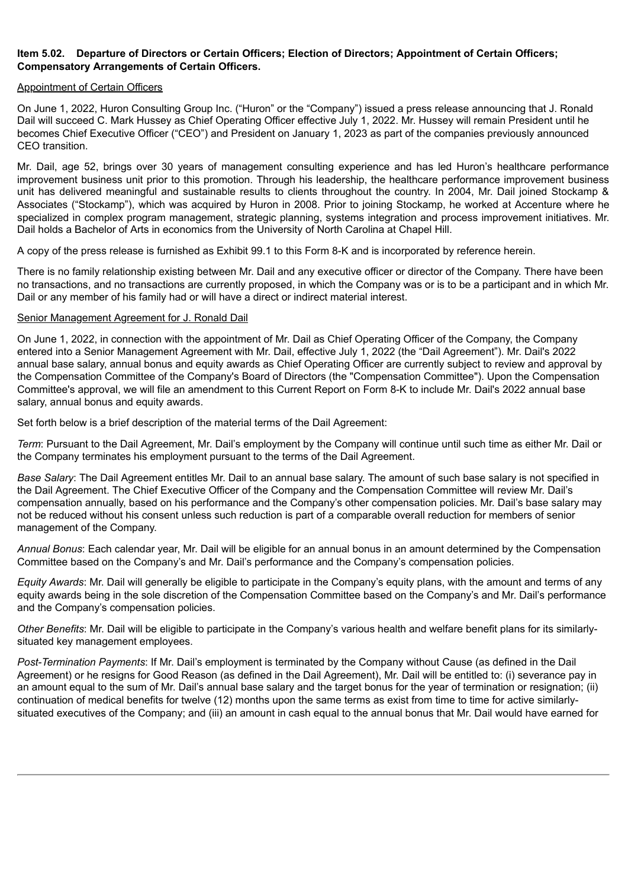**Item 5.02. Departure of Directors or Certain Officers; Election of Directors; Appointment of Certain Officers; Compensatory Arrangements of Certain Officers.**

Appointment of Certain Officers

On June 1, 2022, Huron Consulting Group Inc. ("Huron" or the "Company") issued a press release announcing that J. Ronald Dail will succeed C. Mark Hussey as Chief Operating Officer effective July 1, 2022. Mr. Hussey will remain President until he becomes Chief Executive Officer ("CEO") and President on January 1, 2023 as part of the companies previously announced CEO transition.

Mr. Dail, age 52, brings over 30 years of management consulting experience and has led Huron's healthcare performance improvement business unit prior to this promotion. Through his leadership, the healthcare performance improvement business unit has delivered meaningful and sustainable results to clients throughout the country. In 2004, Mr. Dail joined Stockamp & Associates ("Stockamp"), which was acquired by Huron in 2008. Prior to joining Stockamp, he worked at Accenture where he specialized in complex program management, strategic planning, systems integration and process improvement initiatives. Mr. Dail holds a Bachelor of Arts in economics from the University of North Carolina at Chapel Hill.

A copy of the press release is furnished as Exhibit 99.1 to this Form 8-K and is incorporated by reference herein.

There is no family relationship existing between Mr. Dail and any executive officer or director of the Company. There have been no transactions, and no transactions are currently proposed, in which the Company was or is to be a participant and in which Mr. Dail or any member of his family had or will have a direct or indirect material interest.

Senior Management Agreement for J. Ronald Dail

On June 1, 2022, in connection with the appointment of Mr. Dail as Chief Operating Officer of the Company, the Company entered into a Senior Management Agreement with Mr. Dail, effective July 1, 2022 (the "Dail Agreement"). Mr. Dail's 2022 annual base salary, annual bonus and equity awards as Chief Operating Officer are currently subject to review and approval by the Compensation Committee of the Company's Board of Directors (the "Compensation Committee"). Upon the Compensation Committee's approval, we will file an amendment to this Current Report on Form 8-K to include Mr. Dail's 2022 annual base salary, annual bonus and equity awards.

Set forth below is a brief description of the material terms of the Dail Agreement:

*Term*: Pursuant to the Dail Agreement, Mr. Dail's employment by the Company will continue until such time as either Mr. Dail or the Company terminates his employment pursuant to the terms of the Dail Agreement.

*Base Salary*: The Dail Agreement entitles Mr. Dail to an annual base salary. The amount of such base salary is not specified in the Dail Agreement. The Chief Executive Officer of the Company and the Compensation Committee will review Mr. Dail's compensation annually, based on his performance and the Company's other compensation policies. Mr. Dail's base salary may not be reduced without his consent unless such reduction is part of a comparable overall reduction for members of senior management of the Company.

*Annual Bonus*: Each calendar year, Mr. Dail will be eligible for an annual bonus in an amount determined by the Compensation Committee based on the Company's and Mr. Dail's performance and the Company's compensation policies.

*Equity Awards*: Mr. Dail will generally be eligible to participate in the Company's equity plans, with the amount and terms of any equity awards being in the sole discretion of the Compensation Committee based on the Company's and Mr. Dail's performance and the Company's compensation policies.

*Other Benefits*: Mr. Dail will be eligible to participate in the Company's various health and welfare benefit plans for its similarly-situated key management employees.

*Post-Termination Payments*: If Mr. Dail's employment is terminated by the Company without Cause (as defined in the Dail Agreement) or he resigns for Good Reason (as defined in the Dail Agreement), Mr. Dail will be entitled to: (i) severance pay in an amount equal to the sum of Mr. Dail's annual base salary and the target bonus for the year of termination or resignation; (ii) continuation of medical benefits for twelve (12) months upon the same terms as exist from time to time for active similarly-situated executives of the Company; and (iii) an amount in cash equal to the annual bonus that Mr. Dail would have earned for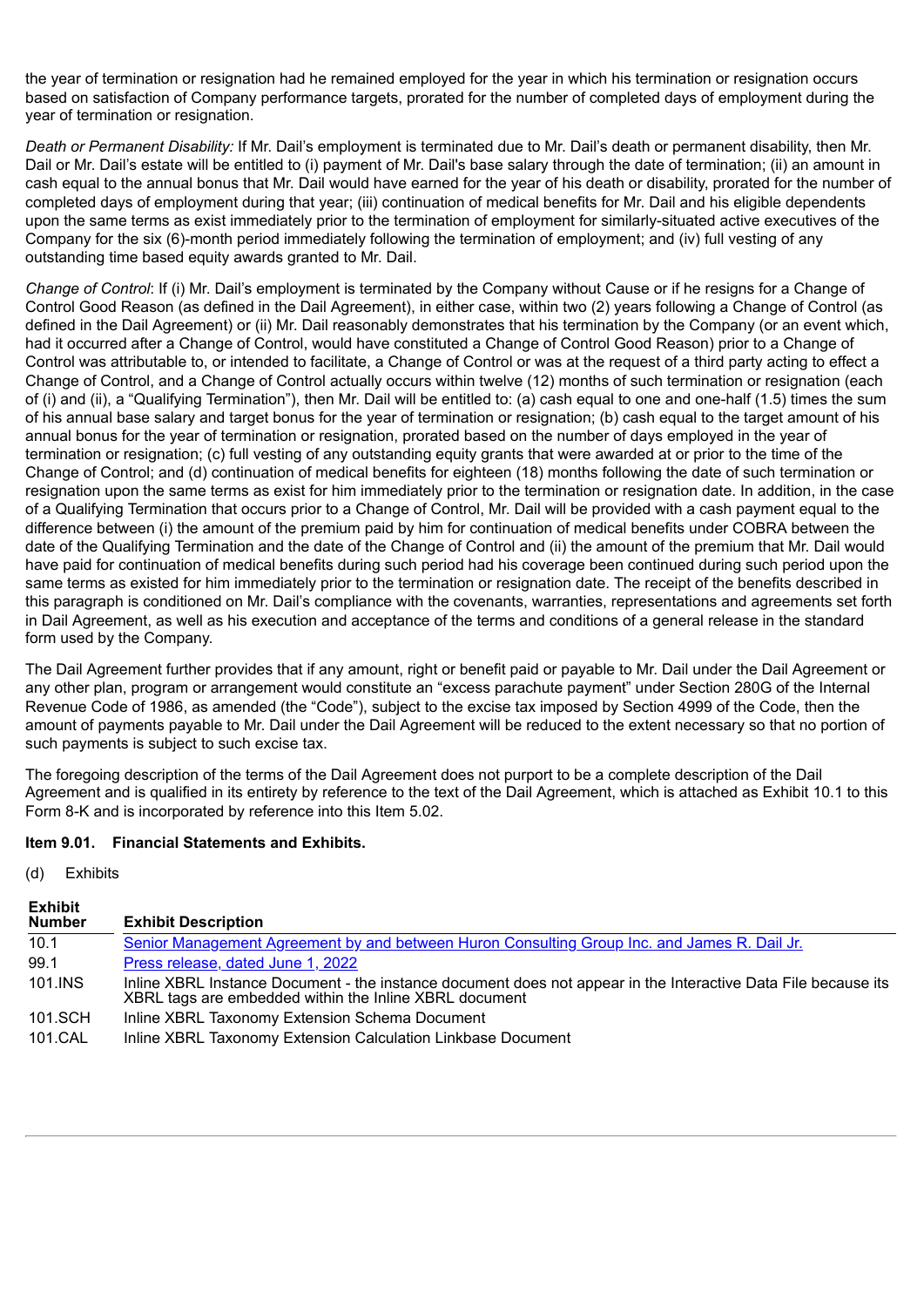the year of termination or resignation had he remained employed for the year in which his termination or resignation occurs based on satisfaction of Company performance targets, prorated for the number of completed days of employment during the year of termination or resignation.

*Death or Permanent Disability:* If Mr. Dail's employment is terminated due to Mr. Dail's death or permanent disability, then Mr. Dail or Mr. Dail's estate will be entitled to (i) payment of Mr. Dail's base salary through the date of termination; (ii) an amount in cash equal to the annual bonus that Mr. Dail would have earned for the year of his death or disability, prorated for the number of completed days of employment during that year; (iii) continuation of medical benefits for Mr. Dail and his eligible dependents upon the same terms as exist immediately prior to the termination of employment for similarly-situated active executives of the Company for the six (6)-month period immediately following the termination of employment; and (iv) full vesting of any outstanding time based equity awards granted to Mr. Dail.

*Change of Control*: If (i) Mr. Dail's employment is terminated by the Company without Cause or if he resigns for a Change of Control Good Reason (as defined in the Dail Agreement), in either case, within two (2) years following a Change of Control (as defined in the Dail Agreement) or (ii) Mr. Dail reasonably demonstrates that his termination by the Company (or an event which, had it occurred after a Change of Control, would have constituted a Change of Control Good Reason) prior to a Change of Control was attributable to, or intended to facilitate, a Change of Control or was at the request of a third party acting to effect a Change of Control, and a Change of Control actually occurs within twelve (12) months of such termination or resignation (each of (i) and (ii), a "Qualifying Termination"), then Mr. Dail will be entitled to: (a) cash equal to one and one-half (1.5) times the sum of his annual base salary and target bonus for the year of termination or resignation; (b) cash equal to the target amount of his annual bonus for the year of termination or resignation, prorated based on the number of days employed in the year of termination or resignation; (c) full vesting of any outstanding equity grants that were awarded at or prior to the time of the Change of Control; and (d) continuation of medical benefits for eighteen (18) months following the date of such termination or resignation upon the same terms as exist for him immediately prior to the termination or resignation date. In addition, in the case of a Qualifying Termination that occurs prior to a Change of Control, Mr. Dail will be provided with a cash payment equal to the difference between (i) the amount of the premium paid by him for continuation of medical benefits under COBRA between the date of the Qualifying Termination and the date of the Change of Control and (ii) the amount of the premium that Mr. Dail would have paid for continuation of medical benefits during such period had his coverage been continued during such period upon the same terms as existed for him immediately prior to the termination or resignation date. The receipt of the benefits described in this paragraph is conditioned on Mr. Dail's compliance with the covenants, warranties, representations and agreements set forth in Dail Agreement, as well as his execution and acceptance of the terms and conditions of a general release in the standard form used by the Company.

The Dail Agreement further provides that if any amount, right or benefit paid or payable to Mr. Dail under the Dail Agreement or any other plan, program or arrangement would constitute an "excess parachute payment" under Section 280G of the Internal Revenue Code of 1986, as amended (the "Code"), subject to the excise tax imposed by Section 4999 of the Code, then the amount of payments payable to Mr. Dail under the Dail Agreement will be reduced to the extent necessary so that no portion of such payments is subject to such excise tax.

The foregoing description of the terms of the Dail Agreement does not purport to be a complete description of the Dail Agreement and is qualified in its entirety by reference to the text of the Dail Agreement, which is attached as Exhibit 10.1 to this Form 8-K and is incorporated by reference into this Item 5.02.

**Item 9.01. Financial Statements and Exhibits.**

(d) Exhibits

| Exhibit Number | Exhibit Description |
|---|---|
| 10.1 | Senior Management Agreement by and between Huron Consulting Group Inc. and James R. Dail Jr. |
| 99.1 | Press release, dated June 1, 2022 |
| 101.INS | Inline XBRL Instance Document - the instance document does not appear in the Interactive Data File because its XBRL tags are embedded within the Inline XBRL document |
| 101.SCH | Inline XBRL Taxonomy Extension Schema Document |
| 101.CAL | Inline XBRL Taxonomy Extension Calculation Linkbase Document |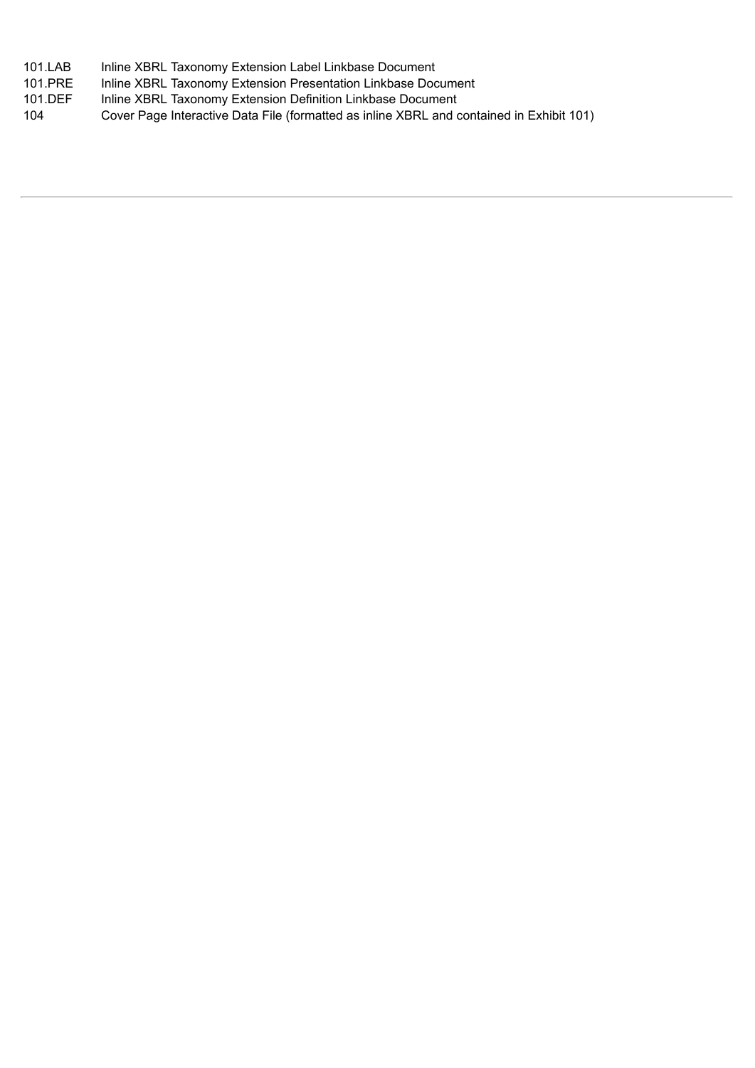| | |
|---|---|
| 101.LAB | Inline XBRL Taxonomy Extension Label Linkbase Document |
| 101.PRE | Inline XBRL Taxonomy Extension Presentation Linkbase Document |
| 101.DEF | Inline XBRL Taxonomy Extension Definition Linkbase Document |
| 104 | Cover Page Interactive Data File (formatted as inline XBRL and contained in Exhibit 101) |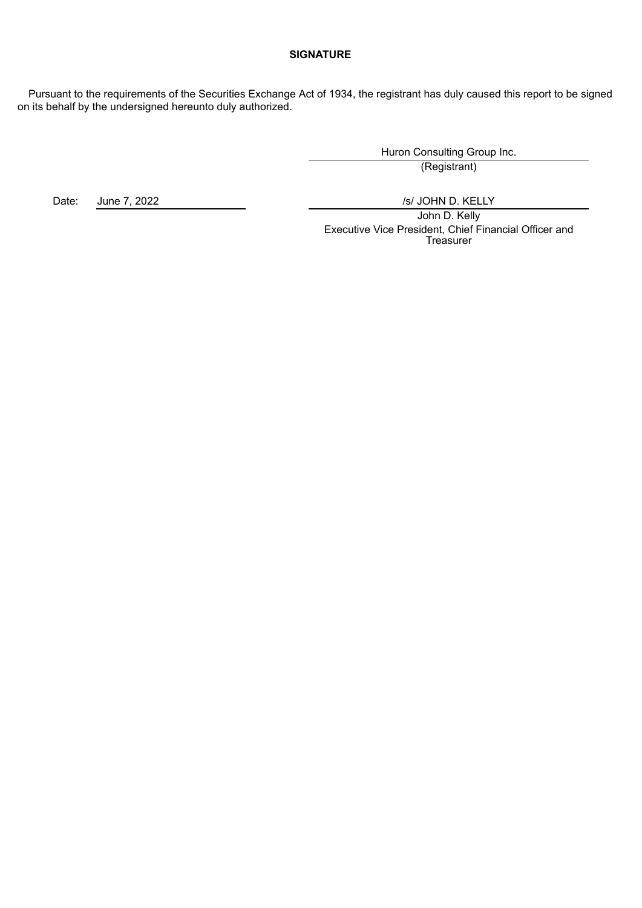**SIGNATURE**

Pursuant to the requirements of the Securities Exchange Act of 1934, the registrant has duly caused this report to be signed on its behalf by the undersigned hereunto duly authorized.

Huron Consulting Group Inc.
(Registrant)

Date: June 7, 2022

/s/ JOHN D. KELLY
John D. Kelly
Executive Vice President, Chief Financial Officer and Treasurer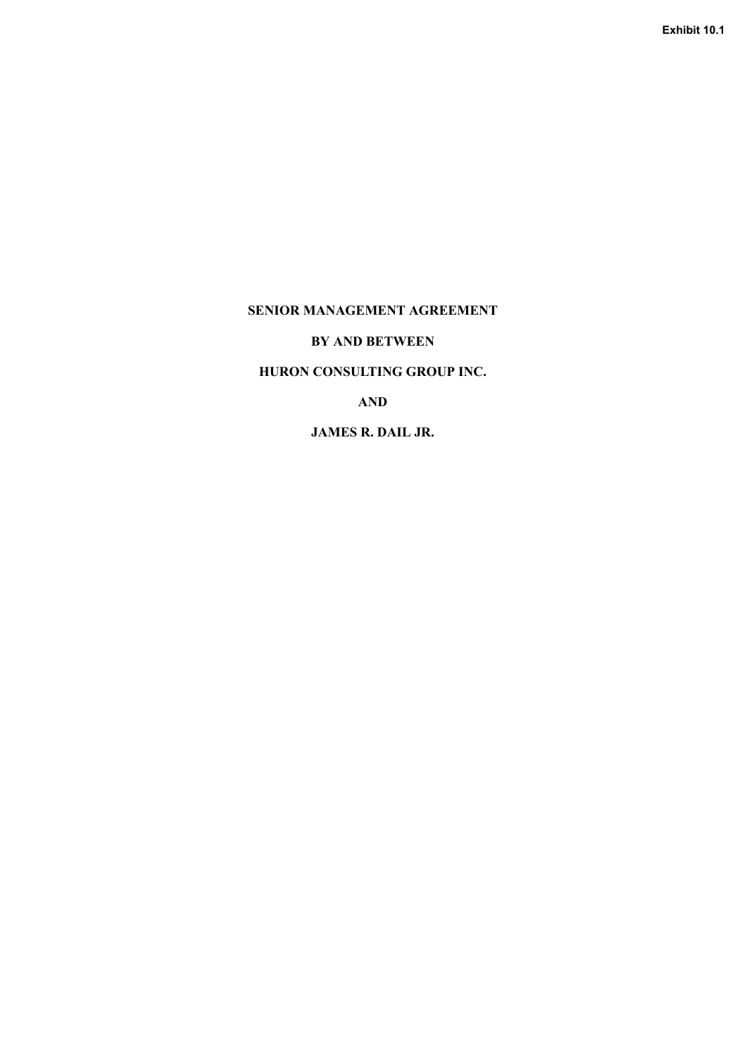Exhibit 10.1

**SENIOR MANAGEMENT AGREEMENT**

**BY AND BETWEEN**

**HURON CONSULTING GROUP INC.**

**AND**

**JAMES R. DAIL JR.**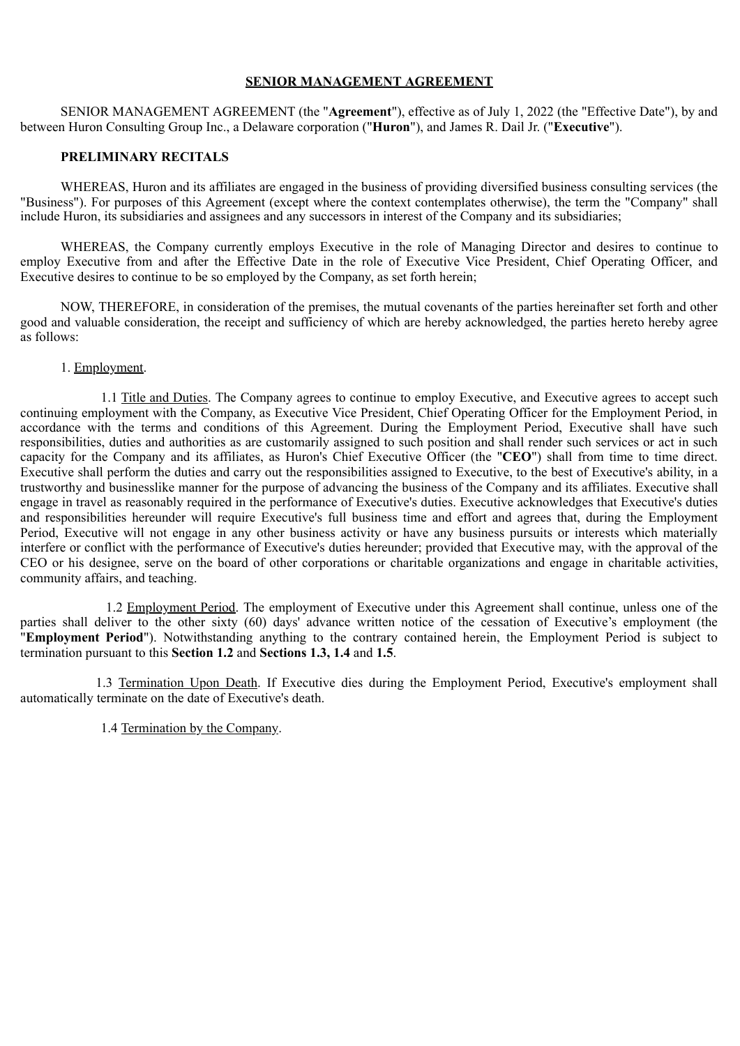**SENIOR MANAGEMENT AGREEMENT**

SENIOR MANAGEMENT AGREEMENT (the "**Agreement**"), effective as of July 1, 2022 (the "Effective Date"), by and between Huron Consulting Group Inc., a Delaware corporation ("**Huron**"), and James R. Dail Jr. ("**Executive**").

**PRELIMINARY RECITALS**

WHEREAS, Huron and its affiliates are engaged in the business of providing diversified business consulting services (the "Business"). For purposes of this Agreement (except where the context contemplates otherwise), the term the "Company" shall include Huron, its subsidiaries and assignees and any successors in interest of the Company and its subsidiaries;

WHEREAS, the Company currently employs Executive in the role of Managing Director and desires to continue to employ Executive from and after the Effective Date in the role of Executive Vice President, Chief Operating Officer, and Executive desires to continue to be so employed by the Company, as set forth herein;

NOW, THEREFORE, in consideration of the premises, the mutual covenants of the parties hereinafter set forth and other good and valuable consideration, the receipt and sufficiency of which are hereby acknowledged, the parties hereto hereby agree as follows:

1. Employment.

1.1 Title and Duties. The Company agrees to continue to employ Executive, and Executive agrees to accept such continuing employment with the Company, as Executive Vice President, Chief Operating Officer for the Employment Period, in accordance with the terms and conditions of this Agreement. During the Employment Period, Executive shall have such responsibilities, duties and authorities as are customarily assigned to such position and shall render such services or act in such capacity for the Company and its affiliates, as Huron's Chief Executive Officer (the "**CEO**") shall from time to time direct. Executive shall perform the duties and carry out the responsibilities assigned to Executive, to the best of Executive's ability, in a trustworthy and businesslike manner for the purpose of advancing the business of the Company and its affiliates. Executive shall engage in travel as reasonably required in the performance of Executive's duties. Executive acknowledges that Executive's duties and responsibilities hereunder will require Executive's full business time and effort and agrees that, during the Employment Period, Executive will not engage in any other business activity or have any business pursuits or interests which materially interfere or conflict with the performance of Executive's duties hereunder; provided that Executive may, with the approval of the CEO or his designee, serve on the board of other corporations or charitable organizations and engage in charitable activities, community affairs, and teaching.

1.2 Employment Period. The employment of Executive under this Agreement shall continue, unless one of the parties shall deliver to the other sixty (60) days' advance written notice of the cessation of Executive's employment (the "**Employment Period**"). Notwithstanding anything to the contrary contained herein, the Employment Period is subject to termination pursuant to this **Section 1.2** and **Sections 1.3, 1.4** and **1.5**.

1.3 Termination Upon Death. If Executive dies during the Employment Period, Executive's employment shall automatically terminate on the date of Executive's death.

1.4 Termination by the Company.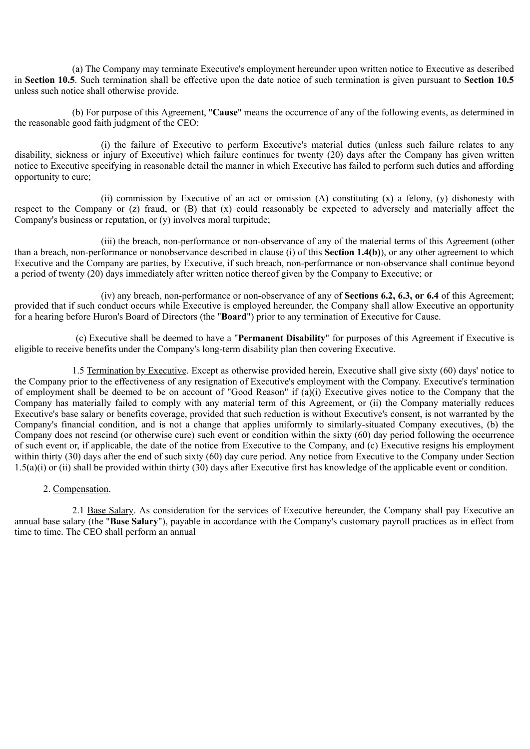(a) The Company may terminate Executive's employment hereunder upon written notice to Executive as described in **Section 10.5**. Such termination shall be effective upon the date notice of such termination is given pursuant to **Section 10.5** unless such notice shall otherwise provide.

(b) For purpose of this Agreement, "**Cause**" means the occurrence of any of the following events, as determined in the reasonable good faith judgment of the CEO:

(i) the failure of Executive to perform Executive's material duties (unless such failure relates to any disability, sickness or injury of Executive) which failure continues for twenty (20) days after the Company has given written notice to Executive specifying in reasonable detail the manner in which Executive has failed to perform such duties and affording opportunity to cure;

(ii) commission by Executive of an act or omission (A) constituting (x) a felony, (y) dishonesty with respect to the Company or (z) fraud, or (B) that (x) could reasonably be expected to adversely and materially affect the Company's business or reputation, or (y) involves moral turpitude;

(iii) the breach, non-performance or non-observance of any of the material terms of this Agreement (other than a breach, non-performance or nonobservance described in clause (i) of this **Section 1.4(b)**), or any other agreement to which Executive and the Company are parties, by Executive, if such breach, non-performance or non-observance shall continue beyond a period of twenty (20) days immediately after written notice thereof given by the Company to Executive; or

(iv) any breach, non-performance or non-observance of any of **Sections 6.2, 6.3, or 6.4** of this Agreement; provided that if such conduct occurs while Executive is employed hereunder, the Company shall allow Executive an opportunity for a hearing before Huron's Board of Directors (the "**Board**") prior to any termination of Executive for Cause.

(c) Executive shall be deemed to have a "**Permanent Disability**" for purposes of this Agreement if Executive is eligible to receive benefits under the Company's long-term disability plan then covering Executive.

1.5 Termination by Executive. Except as otherwise provided herein, Executive shall give sixty (60) days' notice to the Company prior to the effectiveness of any resignation of Executive's employment with the Company. Executive's termination of employment shall be deemed to be on account of "Good Reason" if (a)(i) Executive gives notice to the Company that the Company has materially failed to comply with any material term of this Agreement, or (ii) the Company materially reduces Executive's base salary or benefits coverage, provided that such reduction is without Executive's consent, is not warranted by the Company's financial condition, and is not a change that applies uniformly to similarly-situated Company executives, (b) the Company does not rescind (or otherwise cure) such event or condition within the sixty (60) day period following the occurrence of such event or, if applicable, the date of the notice from Executive to the Company, and (c) Executive resigns his employment within thirty (30) days after the end of such sixty (60) day cure period. Any notice from Executive to the Company under Section 1.5(a)(i) or (ii) shall be provided within thirty (30) days after Executive first has knowledge of the applicable event or condition.

2. Compensation.

2.1 Base Salary. As consideration for the services of Executive hereunder, the Company shall pay Executive an annual base salary (the "**Base Salary**"), payable in accordance with the Company's customary payroll practices as in effect from time to time. The CEO shall perform an annual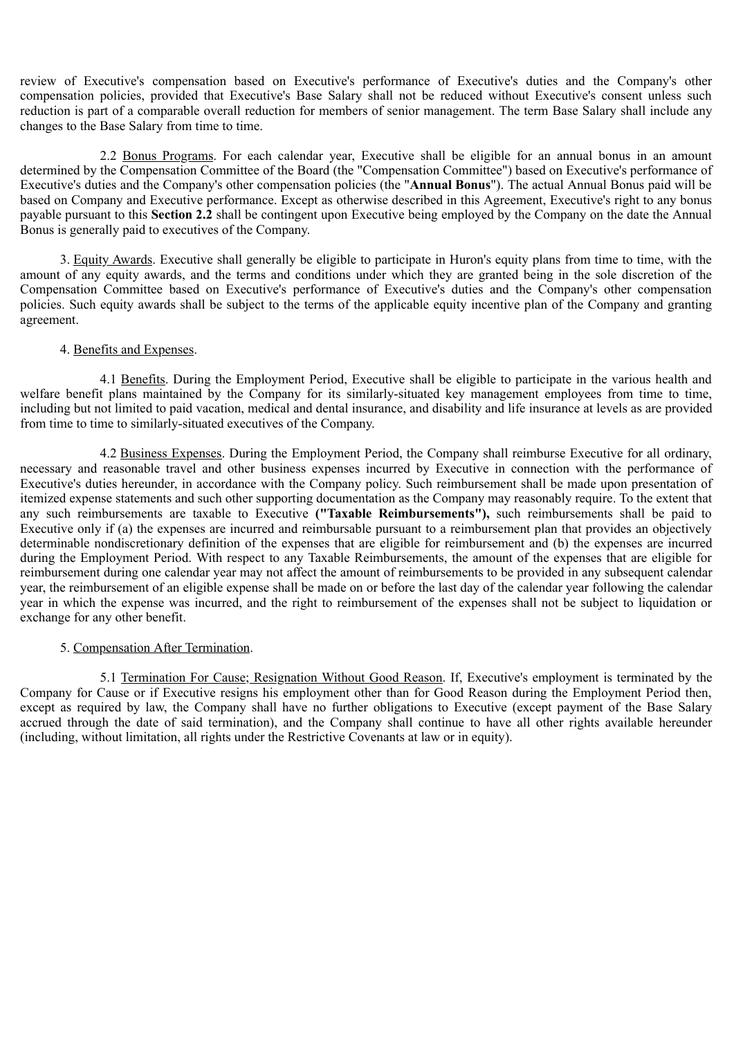review of Executive's compensation based on Executive's performance of Executive's duties and the Company's other compensation policies, provided that Executive's Base Salary shall not be reduced without Executive's consent unless such reduction is part of a comparable overall reduction for members of senior management. The term Base Salary shall include any changes to the Base Salary from time to time.

2.2 Bonus Programs. For each calendar year, Executive shall be eligible for an annual bonus in an amount determined by the Compensation Committee of the Board (the "Compensation Committee") based on Executive's performance of Executive's duties and the Company's other compensation policies (the "**Annual Bonus**"). The actual Annual Bonus paid will be based on Company and Executive performance. Except as otherwise described in this Agreement, Executive's right to any bonus payable pursuant to this **Section 2.2** shall be contingent upon Executive being employed by the Company on the date the Annual Bonus is generally paid to executives of the Company.

3. Equity Awards. Executive shall generally be eligible to participate in Huron's equity plans from time to time, with the amount of any equity awards, and the terms and conditions under which they are granted being in the sole discretion of the Compensation Committee based on Executive's performance of Executive's duties and the Company's other compensation policies. Such equity awards shall be subject to the terms of the applicable equity incentive plan of the Company and granting agreement.

4. Benefits and Expenses.

4.1 Benefits. During the Employment Period, Executive shall be eligible to participate in the various health and welfare benefit plans maintained by the Company for its similarly-situated key management employees from time to time, including but not limited to paid vacation, medical and dental insurance, and disability and life insurance at levels as are provided from time to time to similarly-situated executives of the Company.

4.2 Business Expenses. During the Employment Period, the Company shall reimburse Executive for all ordinary, necessary and reasonable travel and other business expenses incurred by Executive in connection with the performance of Executive's duties hereunder, in accordance with the Company policy. Such reimbursement shall be made upon presentation of itemized expense statements and such other supporting documentation as the Company may reasonably require. To the extent that any such reimbursements are taxable to Executive **("Taxable Reimbursements"),** such reimbursements shall be paid to Executive only if (a) the expenses are incurred and reimbursable pursuant to a reimbursement plan that provides an objectively determinable nondiscretionary definition of the expenses that are eligible for reimbursement and (b) the expenses are incurred during the Employment Period. With respect to any Taxable Reimbursements, the amount of the expenses that are eligible for reimbursement during one calendar year may not affect the amount of reimbursements to be provided in any subsequent calendar year, the reimbursement of an eligible expense shall be made on or before the last day of the calendar year following the calendar year in which the expense was incurred, and the right to reimbursement of the expenses shall not be subject to liquidation or exchange for any other benefit.

5. Compensation After Termination.

5.1 Termination For Cause; Resignation Without Good Reason. If, Executive's employment is terminated by the Company for Cause or if Executive resigns his employment other than for Good Reason during the Employment Period then, except as required by law, the Company shall have no further obligations to Executive (except payment of the Base Salary accrued through the date of said termination), and the Company shall continue to have all other rights available hereunder (including, without limitation, all rights under the Restrictive Covenants at law or in equity).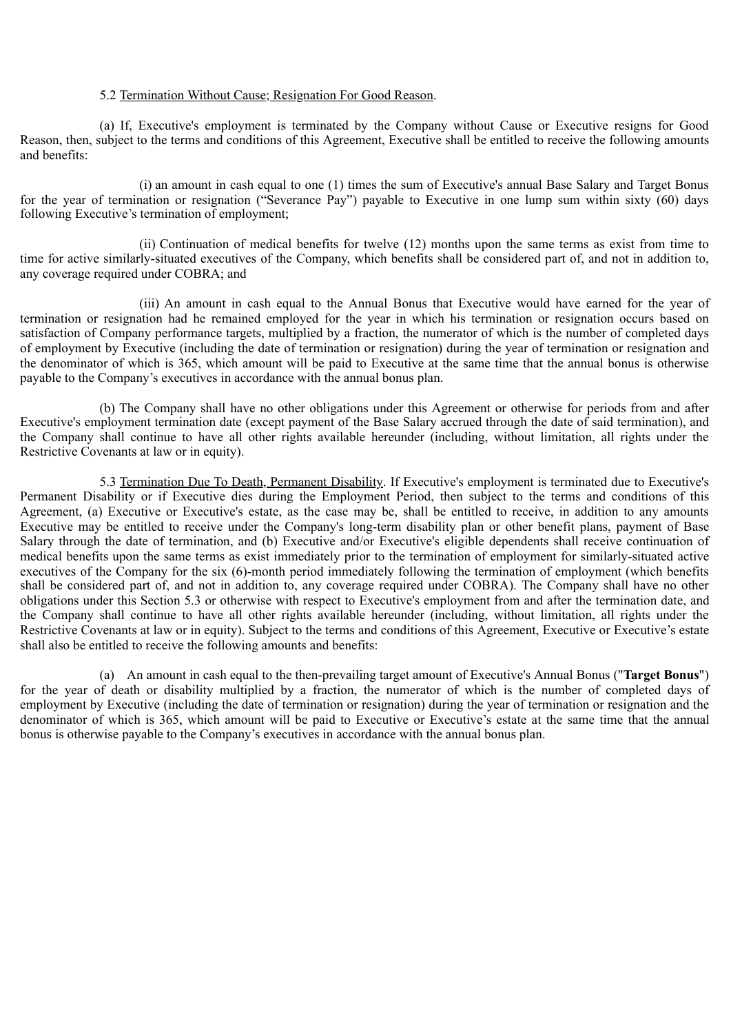5.2 Termination Without Cause; Resignation For Good Reason.

(a) If, Executive's employment is terminated by the Company without Cause or Executive resigns for Good Reason, then, subject to the terms and conditions of this Agreement, Executive shall be entitled to receive the following amounts and benefits:

(i) an amount in cash equal to one (1) times the sum of Executive's annual Base Salary and Target Bonus for the year of termination or resignation ("Severance Pay") payable to Executive in one lump sum within sixty (60) days following Executive's termination of employment;

(ii) Continuation of medical benefits for twelve (12) months upon the same terms as exist from time to time for active similarly-situated executives of the Company, which benefits shall be considered part of, and not in addition to, any coverage required under COBRA; and

(iii) An amount in cash equal to the Annual Bonus that Executive would have earned for the year of termination or resignation had he remained employed for the year in which his termination or resignation occurs based on satisfaction of Company performance targets, multiplied by a fraction, the numerator of which is the number of completed days of employment by Executive (including the date of termination or resignation) during the year of termination or resignation and the denominator of which is 365, which amount will be paid to Executive at the same time that the annual bonus is otherwise payable to the Company's executives in accordance with the annual bonus plan.

(b) The Company shall have no other obligations under this Agreement or otherwise for periods from and after Executive's employment termination date (except payment of the Base Salary accrued through the date of said termination), and the Company shall continue to have all other rights available hereunder (including, without limitation, all rights under the Restrictive Covenants at law or in equity).

5.3 Termination Due To Death, Permanent Disability. If Executive's employment is terminated due to Executive's Permanent Disability or if Executive dies during the Employment Period, then subject to the terms and conditions of this Agreement, (a) Executive or Executive's estate, as the case may be, shall be entitled to receive, in addition to any amounts Executive may be entitled to receive under the Company's long-term disability plan or other benefit plans, payment of Base Salary through the date of termination, and (b) Executive and/or Executive's eligible dependents shall receive continuation of medical benefits upon the same terms as exist immediately prior to the termination of employment for similarly-situated active executives of the Company for the six (6)-month period immediately following the termination of employment (which benefits shall be considered part of, and not in addition to, any coverage required under COBRA). The Company shall have no other obligations under this Section 5.3 or otherwise with respect to Executive's employment from and after the termination date, and the Company shall continue to have all other rights available hereunder (including, without limitation, all rights under the Restrictive Covenants at law or in equity). Subject to the terms and conditions of this Agreement, Executive or Executive's estate shall also be entitled to receive the following amounts and benefits:

(a) An amount in cash equal to the then-prevailing target amount of Executive's Annual Bonus ("**Target Bonus**") for the year of death or disability multiplied by a fraction, the numerator of which is the number of completed days of employment by Executive (including the date of termination or resignation) during the year of termination or resignation and the denominator of which is 365, which amount will be paid to Executive or Executive's estate at the same time that the annual bonus is otherwise payable to the Company's executives in accordance with the annual bonus plan.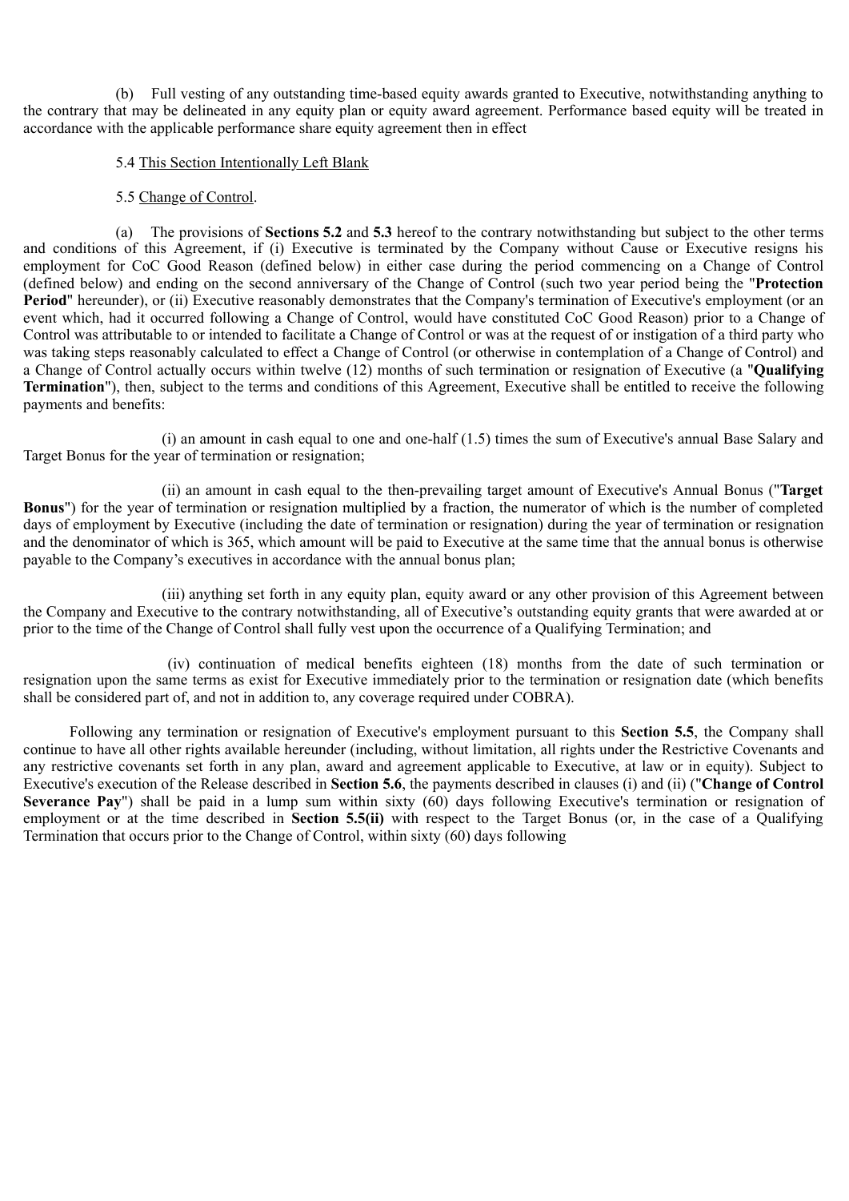(b) Full vesting of any outstanding time-based equity awards granted to Executive, notwithstanding anything to the contrary that may be delineated in any equity plan or equity award agreement. Performance based equity will be treated in accordance with the applicable performance share equity agreement then in effect

5.4 <u>This Section Intentionally Left Blank</u>

5.5 <u>Change of Control</u>.

(a) The provisions of **Sections 5.2** and **5.3** hereof to the contrary notwithstanding but subject to the other terms and conditions of this Agreement, if (i) Executive is terminated by the Company without Cause or Executive resigns his employment for CoC Good Reason (defined below) in either case during the period commencing on a Change of Control (defined below) and ending on the second anniversary of the Change of Control (such two year period being the "**Protection Period**" hereunder), or (ii) Executive reasonably demonstrates that the Company's termination of Executive's employment (or an event which, had it occurred following a Change of Control, would have constituted CoC Good Reason) prior to a Change of Control was attributable to or intended to facilitate a Change of Control or was at the request of or instigation of a third party who was taking steps reasonably calculated to effect a Change of Control (or otherwise in contemplation of a Change of Control) and a Change of Control actually occurs within twelve (12) months of such termination or resignation of Executive (a "**Qualifying Termination**"), then, subject to the terms and conditions of this Agreement, Executive shall be entitled to receive the following payments and benefits:

(i) an amount in cash equal to one and one-half (1.5) times the sum of Executive's annual Base Salary and Target Bonus for the year of termination or resignation;

(ii) an amount in cash equal to the then-prevailing target amount of Executive's Annual Bonus ("**Target Bonus**") for the year of termination or resignation multiplied by a fraction, the numerator of which is the number of completed days of employment by Executive (including the date of termination or resignation) during the year of termination or resignation and the denominator of which is 365, which amount will be paid to Executive at the same time that the annual bonus is otherwise payable to the Company's executives in accordance with the annual bonus plan;

(iii) anything set forth in any equity plan, equity award or any other provision of this Agreement between the Company and Executive to the contrary notwithstanding, all of Executive's outstanding equity grants that were awarded at or prior to the time of the Change of Control shall fully vest upon the occurrence of a Qualifying Termination; and

(iv) continuation of medical benefits eighteen (18) months from the date of such termination or resignation upon the same terms as exist for Executive immediately prior to the termination or resignation date (which benefits shall be considered part of, and not in addition to, any coverage required under COBRA).

Following any termination or resignation of Executive's employment pursuant to this **Section 5.5**, the Company shall continue to have all other rights available hereunder (including, without limitation, all rights under the Restrictive Covenants and any restrictive covenants set forth in any plan, award and agreement applicable to Executive, at law or in equity). Subject to Executive's execution of the Release described in **Section 5.6**, the payments described in clauses (i) and (ii) ("**Change of Control Severance Pay**") shall be paid in a lump sum within sixty (60) days following Executive's termination or resignation of employment or at the time described in **Section 5.5(ii)** with respect to the Target Bonus (or, in the case of a Qualifying Termination that occurs prior to the Change of Control, within sixty (60) days following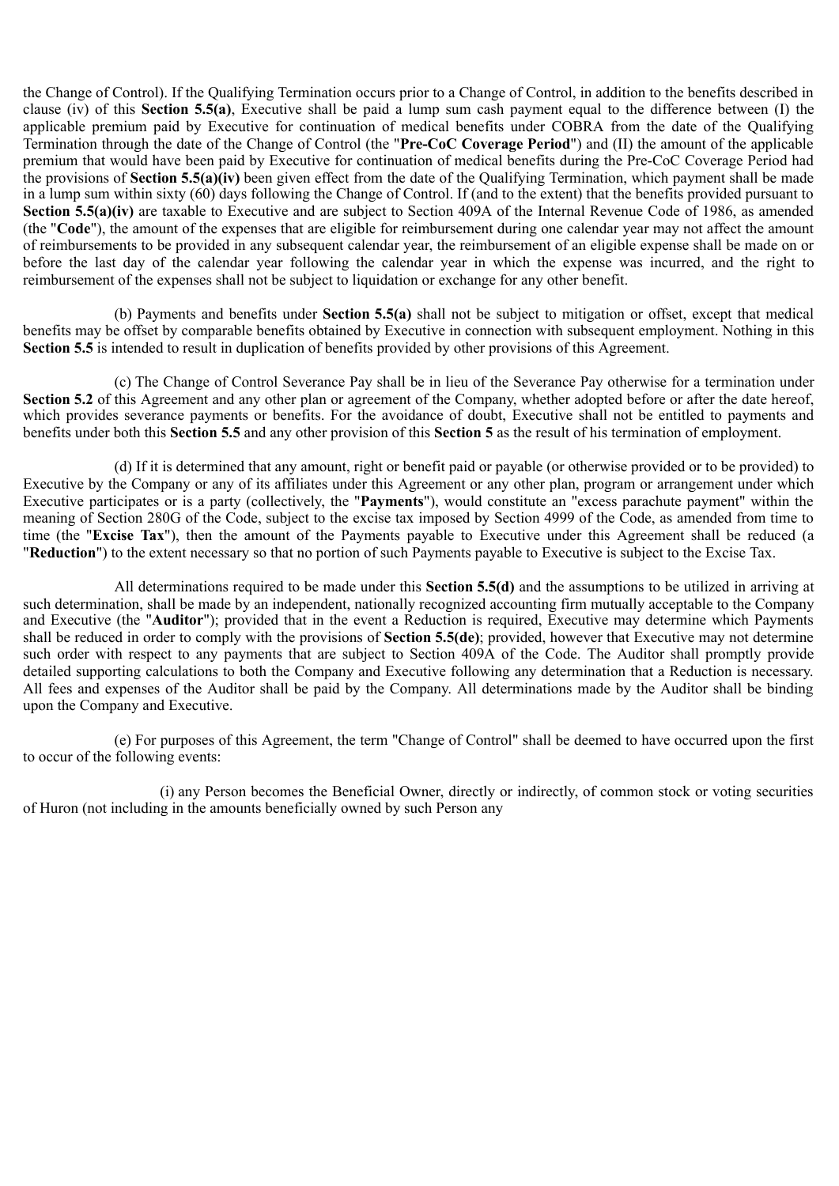the Change of Control). If the Qualifying Termination occurs prior to a Change of Control, in addition to the benefits described in clause (iv) of this **Section 5.5(a)**, Executive shall be paid a lump sum cash payment equal to the difference between (I) the applicable premium paid by Executive for continuation of medical benefits under COBRA from the date of the Qualifying Termination through the date of the Change of Control (the "**Pre-CoC Coverage Period**") and (II) the amount of the applicable premium that would have been paid by Executive for continuation of medical benefits during the Pre-CoC Coverage Period had the provisions of **Section 5.5(a)(iv)** been given effect from the date of the Qualifying Termination, which payment shall be made in a lump sum within sixty (60) days following the Change of Control. If (and to the extent) that the benefits provided pursuant to **Section 5.5(a)(iv)** are taxable to Executive and are subject to Section 409A of the Internal Revenue Code of 1986, as amended (the "**Code**"), the amount of the expenses that are eligible for reimbursement during one calendar year may not affect the amount of reimbursements to be provided in any subsequent calendar year, the reimbursement of an eligible expense shall be made on or before the last day of the calendar year following the calendar year in which the expense was incurred, and the right to reimbursement of the expenses shall not be subject to liquidation or exchange for any other benefit.

(b) Payments and benefits under **Section 5.5(a)** shall not be subject to mitigation or offset, except that medical benefits may be offset by comparable benefits obtained by Executive in connection with subsequent employment. Nothing in this **Section 5.5** is intended to result in duplication of benefits provided by other provisions of this Agreement.

(c) The Change of Control Severance Pay shall be in lieu of the Severance Pay otherwise for a termination under **Section 5.2** of this Agreement and any other plan or agreement of the Company, whether adopted before or after the date hereof, which provides severance payments or benefits. For the avoidance of doubt, Executive shall not be entitled to payments and benefits under both this **Section 5.5** and any other provision of this **Section 5** as the result of his termination of employment.

(d) If it is determined that any amount, right or benefit paid or payable (or otherwise provided or to be provided) to Executive by the Company or any of its affiliates under this Agreement or any other plan, program or arrangement under which Executive participates or is a party (collectively, the "**Payments**"), would constitute an "excess parachute payment" within the meaning of Section 280G of the Code, subject to the excise tax imposed by Section 4999 of the Code, as amended from time to time (the "**Excise Tax**"), then the amount of the Payments payable to Executive under this Agreement shall be reduced (a "**Reduction**") to the extent necessary so that no portion of such Payments payable to Executive is subject to the Excise Tax.

All determinations required to be made under this **Section 5.5(d)** and the assumptions to be utilized in arriving at such determination, shall be made by an independent, nationally recognized accounting firm mutually acceptable to the Company and Executive (the "**Auditor**"); provided that in the event a Reduction is required, Executive may determine which Payments shall be reduced in order to comply with the provisions of **Section 5.5(de)**; provided, however that Executive may not determine such order with respect to any payments that are subject to Section 409A of the Code. The Auditor shall promptly provide detailed supporting calculations to both the Company and Executive following any determination that a Reduction is necessary. All fees and expenses of the Auditor shall be paid by the Company. All determinations made by the Auditor shall be binding upon the Company and Executive.

(e) For purposes of this Agreement, the term "Change of Control" shall be deemed to have occurred upon the first to occur of the following events:

(i) any Person becomes the Beneficial Owner, directly or indirectly, of common stock or voting securities of Huron (not including in the amounts beneficially owned by such Person any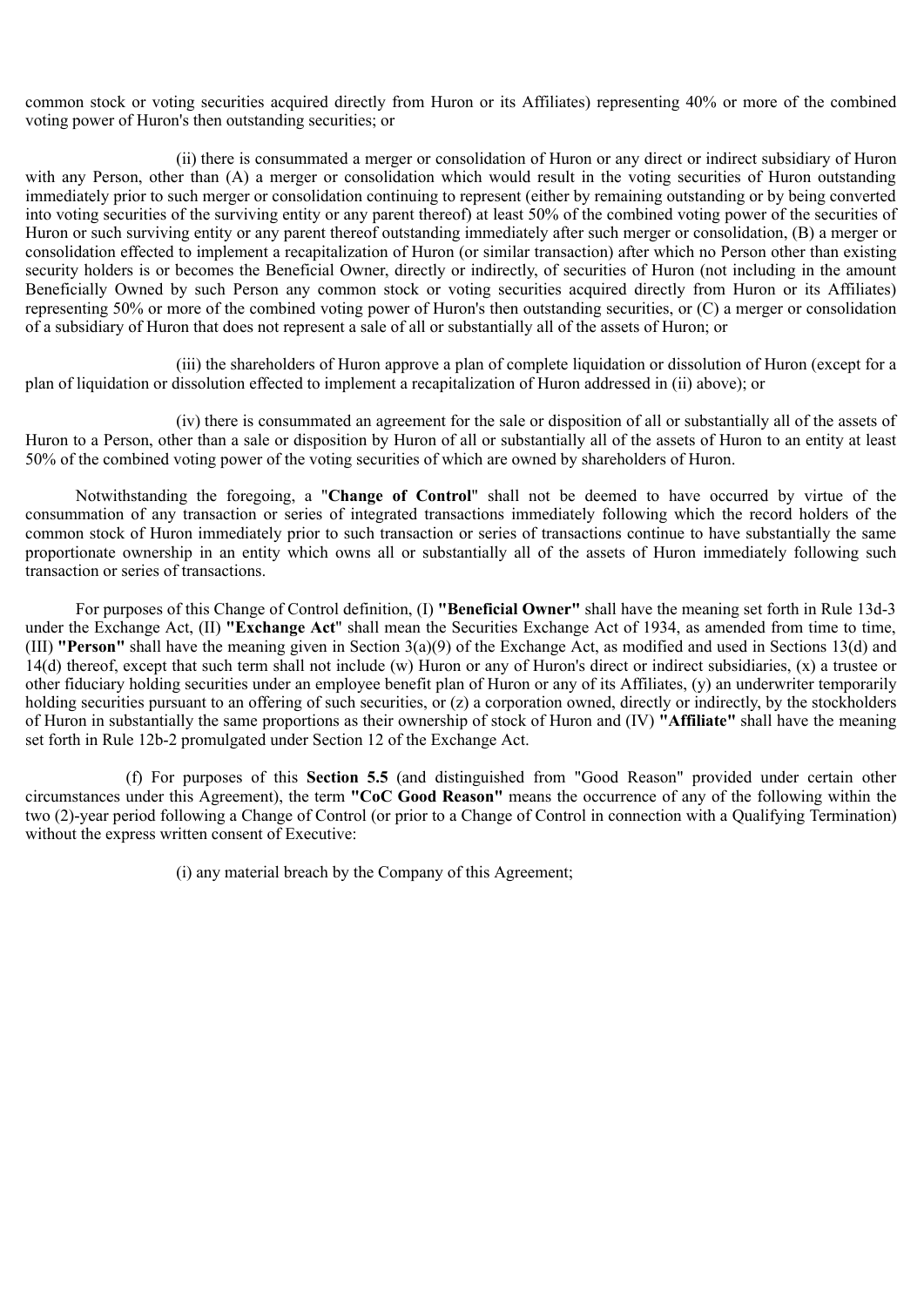common stock or voting securities acquired directly from Huron or its Affiliates) representing 40% or more of the combined voting power of Huron's then outstanding securities; or

(ii) there is consummated a merger or consolidation of Huron or any direct or indirect subsidiary of Huron with any Person, other than (A) a merger or consolidation which would result in the voting securities of Huron outstanding immediately prior to such merger or consolidation continuing to represent (either by remaining outstanding or by being converted into voting securities of the surviving entity or any parent thereof) at least 50% of the combined voting power of the securities of Huron or such surviving entity or any parent thereof outstanding immediately after such merger or consolidation, (B) a merger or consolidation effected to implement a recapitalization of Huron (or similar transaction) after which no Person other than existing security holders is or becomes the Beneficial Owner, directly or indirectly, of securities of Huron (not including in the amount Beneficially Owned by such Person any common stock or voting securities acquired directly from Huron or its Affiliates) representing 50% or more of the combined voting power of Huron's then outstanding securities, or (C) a merger or consolidation of a subsidiary of Huron that does not represent a sale of all or substantially all of the assets of Huron; or

(iii) the shareholders of Huron approve a plan of complete liquidation or dissolution of Huron (except for a plan of liquidation or dissolution effected to implement a recapitalization of Huron addressed in (ii) above); or

(iv) there is consummated an agreement for the sale or disposition of all or substantially all of the assets of Huron to a Person, other than a sale or disposition by Huron of all or substantially all of the assets of Huron to an entity at least 50% of the combined voting power of the voting securities of which are owned by shareholders of Huron.

Notwithstanding the foregoing, a "**Change of Control**" shall not be deemed to have occurred by virtue of the consummation of any transaction or series of integrated transactions immediately following which the record holders of the common stock of Huron immediately prior to such transaction or series of transactions continue to have substantially the same proportionate ownership in an entity which owns all or substantially all of the assets of Huron immediately following such transaction or series of transactions.

For purposes of this Change of Control definition, (I) **"Beneficial Owner"** shall have the meaning set forth in Rule 13d-3 under the Exchange Act, (II) **"Exchange Act"** shall mean the Securities Exchange Act of 1934, as amended from time to time, (III) **"Person"** shall have the meaning given in Section 3(a)(9) of the Exchange Act, as modified and used in Sections 13(d) and 14(d) thereof, except that such term shall not include (w) Huron or any of Huron's direct or indirect subsidiaries, (x) a trustee or other fiduciary holding securities under an employee benefit plan of Huron or any of its Affiliates, (y) an underwriter temporarily holding securities pursuant to an offering of such securities, or (z) a corporation owned, directly or indirectly, by the stockholders of Huron in substantially the same proportions as their ownership of stock of Huron and (IV) **"Affiliate"** shall have the meaning set forth in Rule 12b-2 promulgated under Section 12 of the Exchange Act.

(f) For purposes of this **Section 5.5** (and distinguished from "Good Reason" provided under certain other circumstances under this Agreement), the term **"CoC Good Reason"** means the occurrence of any of the following within the two (2)-year period following a Change of Control (or prior to a Change of Control in connection with a Qualifying Termination) without the express written consent of Executive:

(i) any material breach by the Company of this Agreement;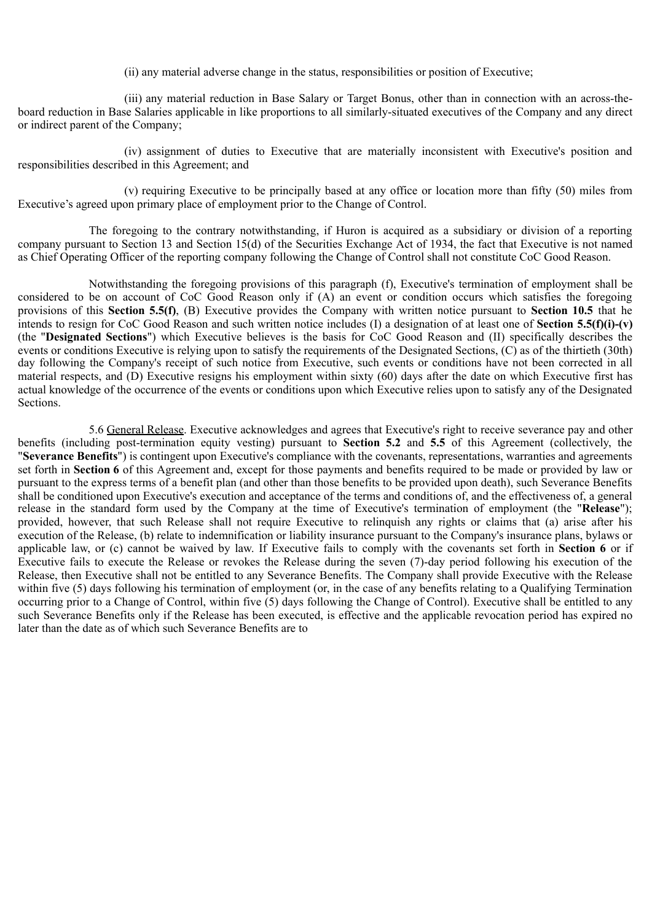(ii) any material adverse change in the status, responsibilities or position of Executive;

(iii) any material reduction in Base Salary or Target Bonus, other than in connection with an across-the-board reduction in Base Salaries applicable in like proportions to all similarly-situated executives of the Company and any direct or indirect parent of the Company;

(iv) assignment of duties to Executive that are materially inconsistent with Executive's position and responsibilities described in this Agreement; and

(v) requiring Executive to be principally based at any office or location more than fifty (50) miles from Executive's agreed upon primary place of employment prior to the Change of Control.

The foregoing to the contrary notwithstanding, if Huron is acquired as a subsidiary or division of a reporting company pursuant to Section 13 and Section 15(d) of the Securities Exchange Act of 1934, the fact that Executive is not named as Chief Operating Officer of the reporting company following the Change of Control shall not constitute CoC Good Reason.

Notwithstanding the foregoing provisions of this paragraph (f), Executive's termination of employment shall be considered to be on account of CoC Good Reason only if (A) an event or condition occurs which satisfies the foregoing provisions of this **Section 5.5(f)**, (B) Executive provides the Company with written notice pursuant to **Section 10.5** that he intends to resign for CoC Good Reason and such written notice includes (I) a designation of at least one of **Section 5.5(f)(i)-(v)** (the "**Designated Sections**") which Executive believes is the basis for CoC Good Reason and (II) specifically describes the events or conditions Executive is relying upon to satisfy the requirements of the Designated Sections, (C) as of the thirtieth (30th) day following the Company's receipt of such notice from Executive, such events or conditions have not been corrected in all material respects, and (D) Executive resigns his employment within sixty (60) days after the date on which Executive first has actual knowledge of the occurrence of the events or conditions upon which Executive relies upon to satisfy any of the Designated Sections.

5.6 General Release. Executive acknowledges and agrees that Executive's right to receive severance pay and other benefits (including post-termination equity vesting) pursuant to **Section 5.2** and **5.5** of this Agreement (collectively, the "**Severance Benefits**") is contingent upon Executive's compliance with the covenants, representations, warranties and agreements set forth in **Section 6** of this Agreement and, except for those payments and benefits required to be made or provided by law or pursuant to the express terms of a benefit plan (and other than those benefits to be provided upon death), such Severance Benefits shall be conditioned upon Executive's execution and acceptance of the terms and conditions of, and the effectiveness of, a general release in the standard form used by the Company at the time of Executive's termination of employment (the "**Release**"); provided, however, that such Release shall not require Executive to relinquish any rights or claims that (a) arise after his execution of the Release, (b) relate to indemnification or liability insurance pursuant to the Company's insurance plans, bylaws or applicable law, or (c) cannot be waived by law. If Executive fails to comply with the covenants set forth in **Section 6** or if Executive fails to execute the Release or revokes the Release during the seven (7)-day period following his execution of the Release, then Executive shall not be entitled to any Severance Benefits. The Company shall provide Executive with the Release within five (5) days following his termination of employment (or, in the case of any benefits relating to a Qualifying Termination occurring prior to a Change of Control, within five (5) days following the Change of Control). Executive shall be entitled to any such Severance Benefits only if the Release has been executed, is effective and the applicable revocation period has expired no later than the date as of which such Severance Benefits are to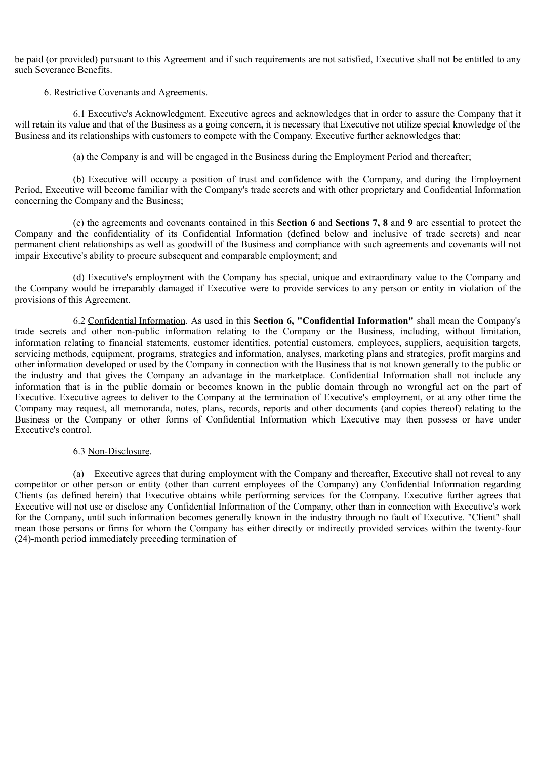be paid (or provided) pursuant to this Agreement and if such requirements are not satisfied, Executive shall not be entitled to any such Severance Benefits.

6. Restrictive Covenants and Agreements.

6.1 Executive's Acknowledgment. Executive agrees and acknowledges that in order to assure the Company that it will retain its value and that of the Business as a going concern, it is necessary that Executive not utilize special knowledge of the Business and its relationships with customers to compete with the Company. Executive further acknowledges that:

(a) the Company is and will be engaged in the Business during the Employment Period and thereafter;

(b) Executive will occupy a position of trust and confidence with the Company, and during the Employment Period, Executive will become familiar with the Company's trade secrets and with other proprietary and Confidential Information concerning the Company and the Business;

(c) the agreements and covenants contained in this **Section 6** and **Sections 7, 8** and **9** are essential to protect the Company and the confidentiality of its Confidential Information (defined below and inclusive of trade secrets) and near permanent client relationships as well as goodwill of the Business and compliance with such agreements and covenants will not impair Executive's ability to procure subsequent and comparable employment; and

(d) Executive's employment with the Company has special, unique and extraordinary value to the Company and the Company would be irreparably damaged if Executive were to provide services to any person or entity in violation of the provisions of this Agreement.

6.2 Confidential Information. As used in this **Section 6, "Confidential Information"** shall mean the Company's trade secrets and other non-public information relating to the Company or the Business, including, without limitation, information relating to financial statements, customer identities, potential customers, employees, suppliers, acquisition targets, servicing methods, equipment, programs, strategies and information, analyses, marketing plans and strategies, profit margins and other information developed or used by the Company in connection with the Business that is not known generally to the public or the industry and that gives the Company an advantage in the marketplace. Confidential Information shall not include any information that is in the public domain or becomes known in the public domain through no wrongful act on the part of Executive. Executive agrees to deliver to the Company at the termination of Executive's employment, or at any other time the Company may request, all memoranda, notes, plans, records, reports and other documents (and copies thereof) relating to the Business or the Company or other forms of Confidential Information which Executive may then possess or have under Executive's control.

6.3 Non-Disclosure.

(a) Executive agrees that during employment with the Company and thereafter, Executive shall not reveal to any competitor or other person or entity (other than current employees of the Company) any Confidential Information regarding Clients (as defined herein) that Executive obtains while performing services for the Company. Executive further agrees that Executive will not use or disclose any Confidential Information of the Company, other than in connection with Executive's work for the Company, until such information becomes generally known in the industry through no fault of Executive. "Client" shall mean those persons or firms for whom the Company has either directly or indirectly provided services within the twenty-four (24)-month period immediately preceding termination of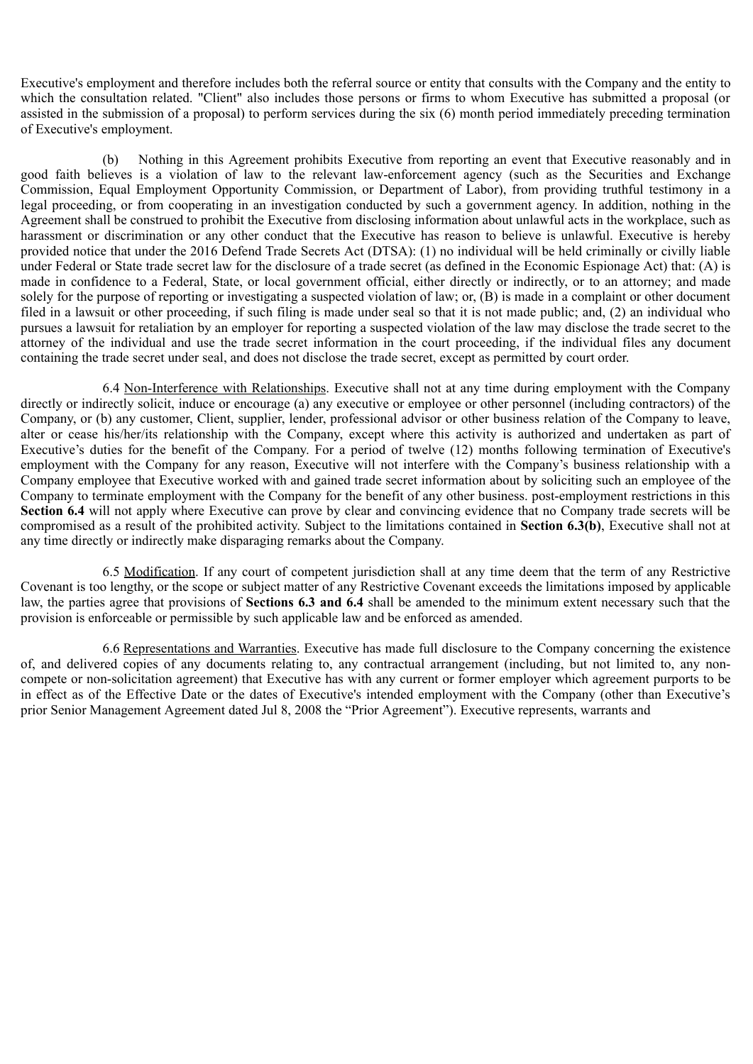Executive's employment and therefore includes both the referral source or entity that consults with the Company and the entity to which the consultation related. "Client" also includes those persons or firms to whom Executive has submitted a proposal (or assisted in the submission of a proposal) to perform services during the six (6) month period immediately preceding termination of Executive's employment.

(b) Nothing in this Agreement prohibits Executive from reporting an event that Executive reasonably and in good faith believes is a violation of law to the relevant law-enforcement agency (such as the Securities and Exchange Commission, Equal Employment Opportunity Commission, or Department of Labor), from providing truthful testimony in a legal proceeding, or from cooperating in an investigation conducted by such a government agency. In addition, nothing in the Agreement shall be construed to prohibit the Executive from disclosing information about unlawful acts in the workplace, such as harassment or discrimination or any other conduct that the Executive has reason to believe is unlawful. Executive is hereby provided notice that under the 2016 Defend Trade Secrets Act (DTSA): (1) no individual will be held criminally or civilly liable under Federal or State trade secret law for the disclosure of a trade secret (as defined in the Economic Espionage Act) that: (A) is made in confidence to a Federal, State, or local government official, either directly or indirectly, or to an attorney; and made solely for the purpose of reporting or investigating a suspected violation of law; or, (B) is made in a complaint or other document filed in a lawsuit or other proceeding, if such filing is made under seal so that it is not made public; and, (2) an individual who pursues a lawsuit for retaliation by an employer for reporting a suspected violation of the law may disclose the trade secret to the attorney of the individual and use the trade secret information in the court proceeding, if the individual files any document containing the trade secret under seal, and does not disclose the trade secret, except as permitted by court order.

6.4 Non-Interference with Relationships. Executive shall not at any time during employment with the Company directly or indirectly solicit, induce or encourage (a) any executive or employee or other personnel (including contractors) of the Company, or (b) any customer, Client, supplier, lender, professional advisor or other business relation of the Company to leave, alter or cease his/her/its relationship with the Company, except where this activity is authorized and undertaken as part of Executive's duties for the benefit of the Company. For a period of twelve (12) months following termination of Executive's employment with the Company for any reason, Executive will not interfere with the Company's business relationship with a Company employee that Executive worked with and gained trade secret information about by soliciting such an employee of the Company to terminate employment with the Company for the benefit of any other business. post-employment restrictions in this **Section 6.4** will not apply where Executive can prove by clear and convincing evidence that no Company trade secrets will be compromised as a result of the prohibited activity. Subject to the limitations contained in **Section 6.3(b)**, Executive shall not at any time directly or indirectly make disparaging remarks about the Company.

6.5 Modification. If any court of competent jurisdiction shall at any time deem that the term of any Restrictive Covenant is too lengthy, or the scope or subject matter of any Restrictive Covenant exceeds the limitations imposed by applicable law, the parties agree that provisions of **Sections 6.3 and 6.4** shall be amended to the minimum extent necessary such that the provision is enforceable or permissible by such applicable law and be enforced as amended.

6.6 Representations and Warranties. Executive has made full disclosure to the Company concerning the existence of, and delivered copies of any documents relating to, any contractual arrangement (including, but not limited to, any non-compete or non-solicitation agreement) that Executive has with any current or former employer which agreement purports to be in effect as of the Effective Date or the dates of Executive's intended employment with the Company (other than Executive's prior Senior Management Agreement dated Jul 8, 2008 the "Prior Agreement"). Executive represents, warrants and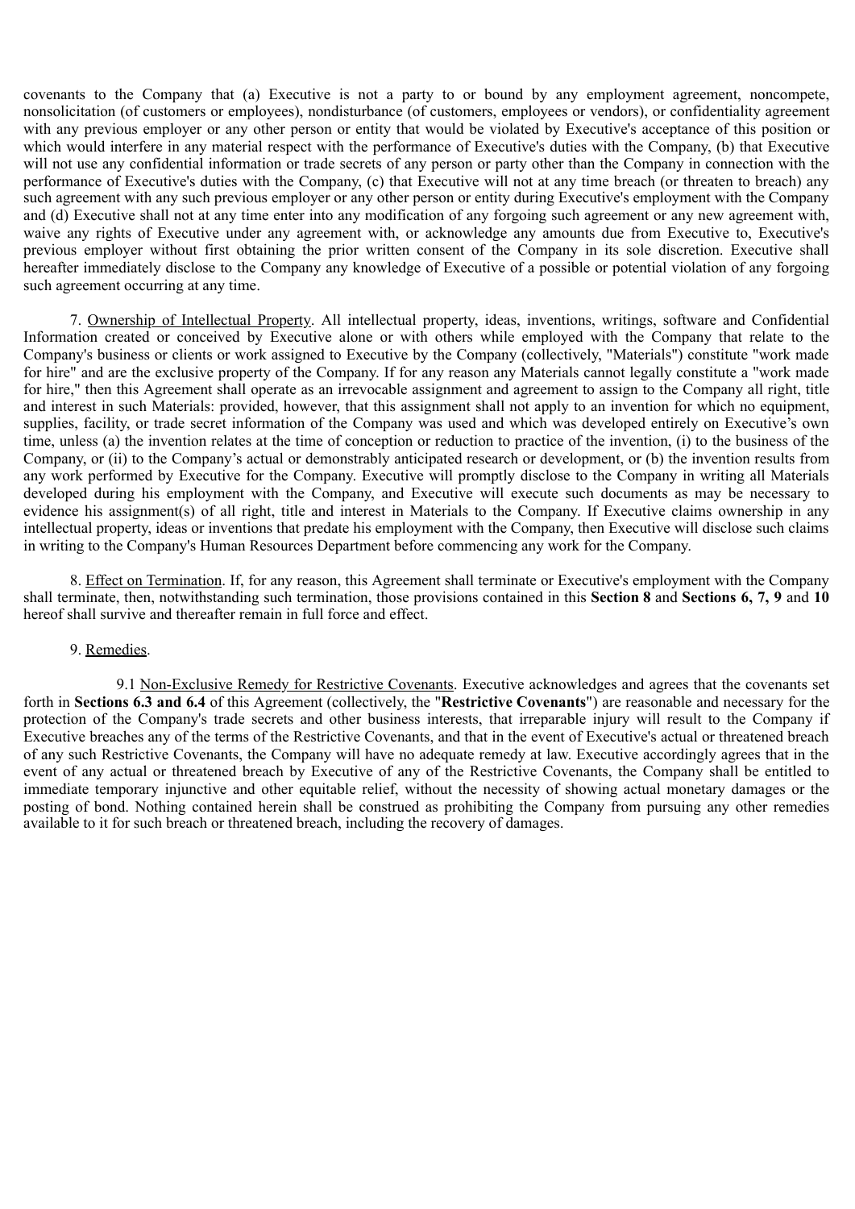covenants to the Company that (a) Executive is not a party to or bound by any employment agreement, noncompete, nonsolicitation (of customers or employees), nondisturbance (of customers, employees or vendors), or confidentiality agreement with any previous employer or any other person or entity that would be violated by Executive's acceptance of this position or which would interfere in any material respect with the performance of Executive's duties with the Company, (b) that Executive will not use any confidential information or trade secrets of any person or party other than the Company in connection with the performance of Executive's duties with the Company, (c) that Executive will not at any time breach (or threaten to breach) any such agreement with any such previous employer or any other person or entity during Executive's employment with the Company and (d) Executive shall not at any time enter into any modification of any forgoing such agreement or any new agreement with, waive any rights of Executive under any agreement with, or acknowledge any amounts due from Executive to, Executive's previous employer without first obtaining the prior written consent of the Company in its sole discretion. Executive shall hereafter immediately disclose to the Company any knowledge of Executive of a possible or potential violation of any forgoing such agreement occurring at any time.

7. Ownership of Intellectual Property. All intellectual property, ideas, inventions, writings, software and Confidential Information created or conceived by Executive alone or with others while employed with the Company that relate to the Company's business or clients or work assigned to Executive by the Company (collectively, "Materials") constitute "work made for hire" and are the exclusive property of the Company. If for any reason any Materials cannot legally constitute a "work made for hire," then this Agreement shall operate as an irrevocable assignment and agreement to assign to the Company all right, title and interest in such Materials: provided, however, that this assignment shall not apply to an invention for which no equipment, supplies, facility, or trade secret information of the Company was used and which was developed entirely on Executive's own time, unless (a) the invention relates at the time of conception or reduction to practice of the invention, (i) to the business of the Company, or (ii) to the Company's actual or demonstrably anticipated research or development, or (b) the invention results from any work performed by Executive for the Company. Executive will promptly disclose to the Company in writing all Materials developed during his employment with the Company, and Executive will execute such documents as may be necessary to evidence his assignment(s) of all right, title and interest in Materials to the Company. If Executive claims ownership in any intellectual property, ideas or inventions that predate his employment with the Company, then Executive will disclose such claims in writing to the Company's Human Resources Department before commencing any work for the Company.

8. Effect on Termination. If, for any reason, this Agreement shall terminate or Executive's employment with the Company shall terminate, then, notwithstanding such termination, those provisions contained in this **Section 8** and **Sections 6, 7, 9** and **10** hereof shall survive and thereafter remain in full force and effect.

9. Remedies.

9.1 Non-Exclusive Remedy for Restrictive Covenants. Executive acknowledges and agrees that the covenants set forth in **Sections 6.3 and 6.4** of this Agreement (collectively, the "**Restrictive Covenants**") are reasonable and necessary for the protection of the Company's trade secrets and other business interests, that irreparable injury will result to the Company if Executive breaches any of the terms of the Restrictive Covenants, and that in the event of Executive's actual or threatened breach of any such Restrictive Covenants, the Company will have no adequate remedy at law. Executive accordingly agrees that in the event of any actual or threatened breach by Executive of any of the Restrictive Covenants, the Company shall be entitled to immediate temporary injunctive and other equitable relief, without the necessity of showing actual monetary damages or the posting of bond. Nothing contained herein shall be construed as prohibiting the Company from pursuing any other remedies available to it for such breach or threatened breach, including the recovery of damages.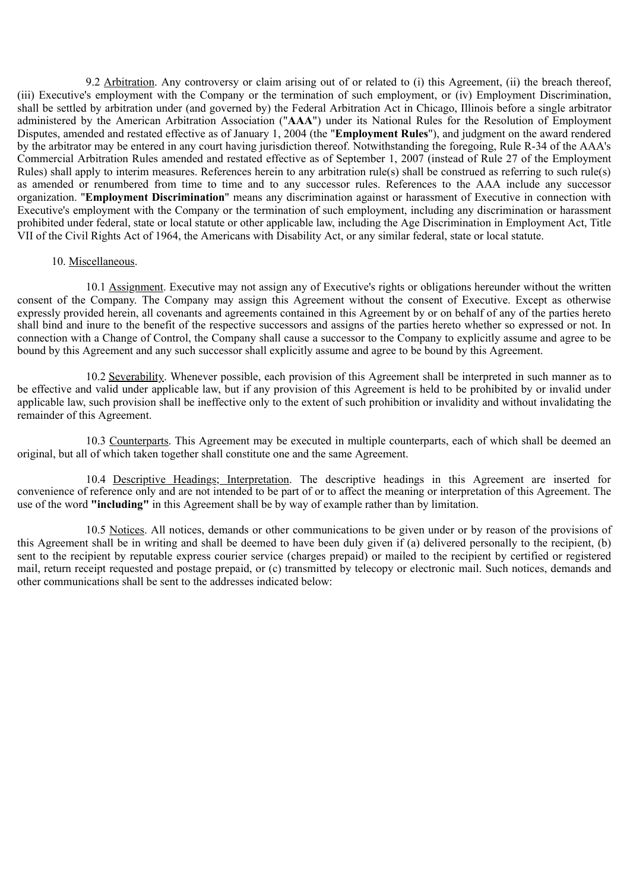9.2 Arbitration. Any controversy or claim arising out of or related to (i) this Agreement, (ii) the breach thereof, (iii) Executive's employment with the Company or the termination of such employment, or (iv) Employment Discrimination, shall be settled by arbitration under (and governed by) the Federal Arbitration Act in Chicago, Illinois before a single arbitrator administered by the American Arbitration Association ("**AAA**") under its National Rules for the Resolution of Employment Disputes, amended and restated effective as of January 1, 2004 (the "**Employment Rules**"), and judgment on the award rendered by the arbitrator may be entered in any court having jurisdiction thereof. Notwithstanding the foregoing, Rule R-34 of the AAA's Commercial Arbitration Rules amended and restated effective as of September 1, 2007 (instead of Rule 27 of the Employment Rules) shall apply to interim measures. References herein to any arbitration rule(s) shall be construed as referring to such rule(s) as amended or renumbered from time to time and to any successor rules. References to the AAA include any successor organization. "**Employment Discrimination**" means any discrimination against or harassment of Executive in connection with Executive's employment with the Company or the termination of such employment, including any discrimination or harassment prohibited under federal, state or local statute or other applicable law, including the Age Discrimination in Employment Act, Title VII of the Civil Rights Act of 1964, the Americans with Disability Act, or any similar federal, state or local statute.

10. Miscellaneous.

10.1 Assignment. Executive may not assign any of Executive's rights or obligations hereunder without the written consent of the Company. The Company may assign this Agreement without the consent of Executive. Except as otherwise expressly provided herein, all covenants and agreements contained in this Agreement by or on behalf of any of the parties hereto shall bind and inure to the benefit of the respective successors and assigns of the parties hereto whether so expressed or not. In connection with a Change of Control, the Company shall cause a successor to the Company to explicitly assume and agree to be bound by this Agreement and any such successor shall explicitly assume and agree to be bound by this Agreement.

10.2 Severability. Whenever possible, each provision of this Agreement shall be interpreted in such manner as to be effective and valid under applicable law, but if any provision of this Agreement is held to be prohibited by or invalid under applicable law, such provision shall be ineffective only to the extent of such prohibition or invalidity and without invalidating the remainder of this Agreement.

10.3 Counterparts. This Agreement may be executed in multiple counterparts, each of which shall be deemed an original, but all of which taken together shall constitute one and the same Agreement.

10.4 Descriptive Headings; Interpretation. The descriptive headings in this Agreement are inserted for convenience of reference only and are not intended to be part of or to affect the meaning or interpretation of this Agreement. The use of the word **"including"** in this Agreement shall be by way of example rather than by limitation.

10.5 Notices. All notices, demands or other communications to be given under or by reason of the provisions of this Agreement shall be in writing and shall be deemed to have been duly given if (a) delivered personally to the recipient, (b) sent to the recipient by reputable express courier service (charges prepaid) or mailed to the recipient by certified or registered mail, return receipt requested and postage prepaid, or (c) transmitted by telecopy or electronic mail. Such notices, demands and other communications shall be sent to the addresses indicated below: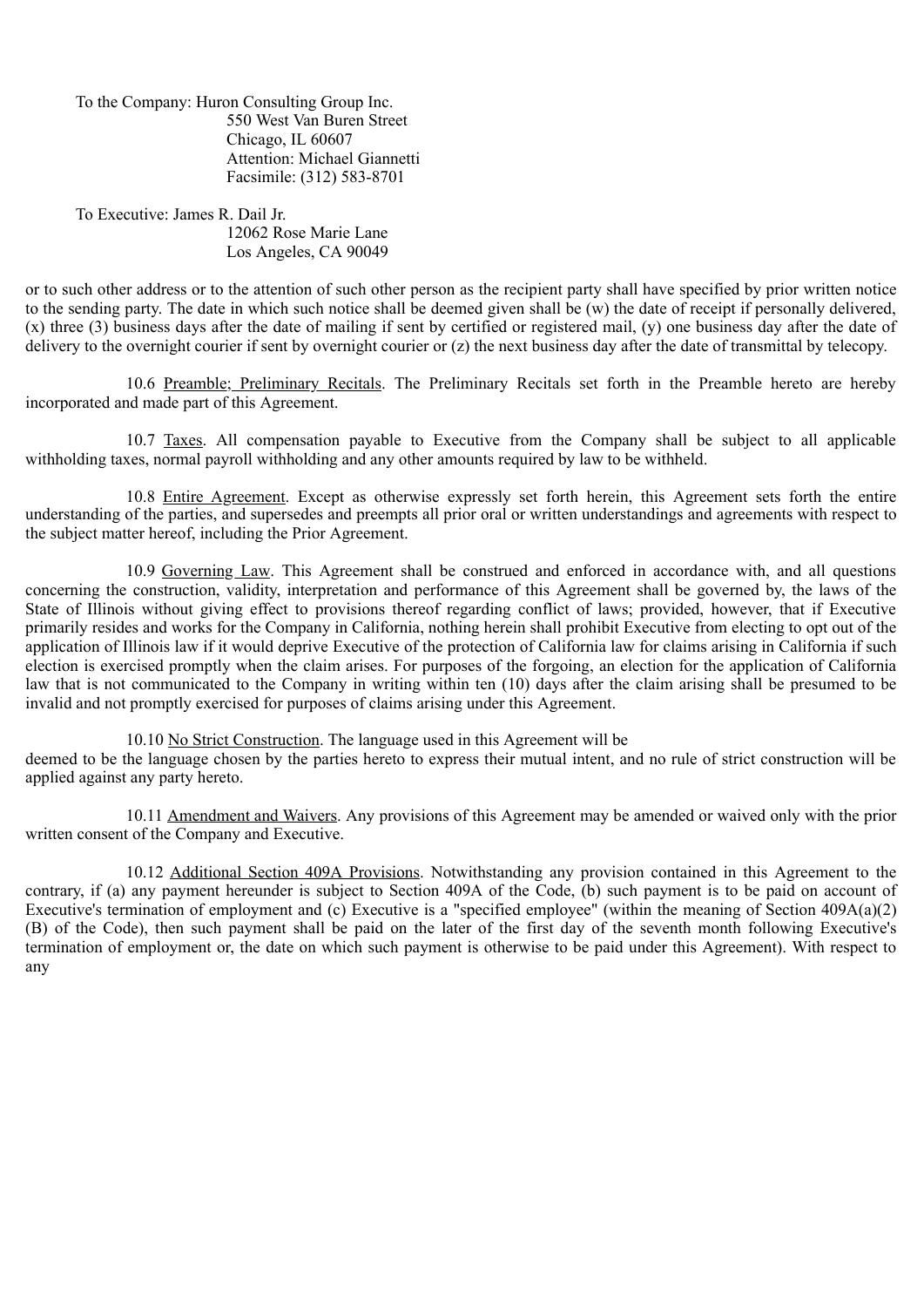To the Company: Huron Consulting Group Inc.
550 West Van Buren Street
Chicago, IL 60607
Attention: Michael Giannetti
Facsimile: (312) 583-8701

To Executive: James R. Dail Jr.
12062 Rose Marie Lane
Los Angeles, CA 90049

or to such other address or to the attention of such other person as the recipient party shall have specified by prior written notice to the sending party. The date in which such notice shall be deemed given shall be (w) the date of receipt if personally delivered, (x) three (3) business days after the date of mailing if sent by certified or registered mail, (y) one business day after the date of delivery to the overnight courier if sent by overnight courier or (z) the next business day after the date of transmittal by telecopy.

10.6 Preamble; Preliminary Recitals. The Preliminary Recitals set forth in the Preamble hereto are hereby incorporated and made part of this Agreement.

10.7 Taxes. All compensation payable to Executive from the Company shall be subject to all applicable withholding taxes, normal payroll withholding and any other amounts required by law to be withheld.

10.8 Entire Agreement. Except as otherwise expressly set forth herein, this Agreement sets forth the entire understanding of the parties, and supersedes and preempts all prior oral or written understandings and agreements with respect to the subject matter hereof, including the Prior Agreement.

10.9 Governing Law. This Agreement shall be construed and enforced in accordance with, and all questions concerning the construction, validity, interpretation and performance of this Agreement shall be governed by, the laws of the State of Illinois without giving effect to provisions thereof regarding conflict of laws; provided, however, that if Executive primarily resides and works for the Company in California, nothing herein shall prohibit Executive from electing to opt out of the application of Illinois law if it would deprive Executive of the protection of California law for claims arising in California if such election is exercised promptly when the claim arises. For purposes of the forgoing, an election for the application of California law that is not communicated to the Company in writing within ten (10) days after the claim arising shall be presumed to be invalid and not promptly exercised for purposes of claims arising under this Agreement.

10.10 No Strict Construction. The language used in this Agreement will be deemed to be the language chosen by the parties hereto to express their mutual intent, and no rule of strict construction will be applied against any party hereto.

10.11 Amendment and Waivers. Any provisions of this Agreement may be amended or waived only with the prior written consent of the Company and Executive.

10.12 Additional Section 409A Provisions. Notwithstanding any provision contained in this Agreement to the contrary, if (a) any payment hereunder is subject to Section 409A of the Code, (b) such payment is to be paid on account of Executive's termination of employment and (c) Executive is a "specified employee" (within the meaning of Section 409A(a)(2)(B) of the Code), then such payment shall be paid on the later of the first day of the seventh month following Executive's termination of employment or, the date on which such payment is otherwise to be paid under this Agreement). With respect to any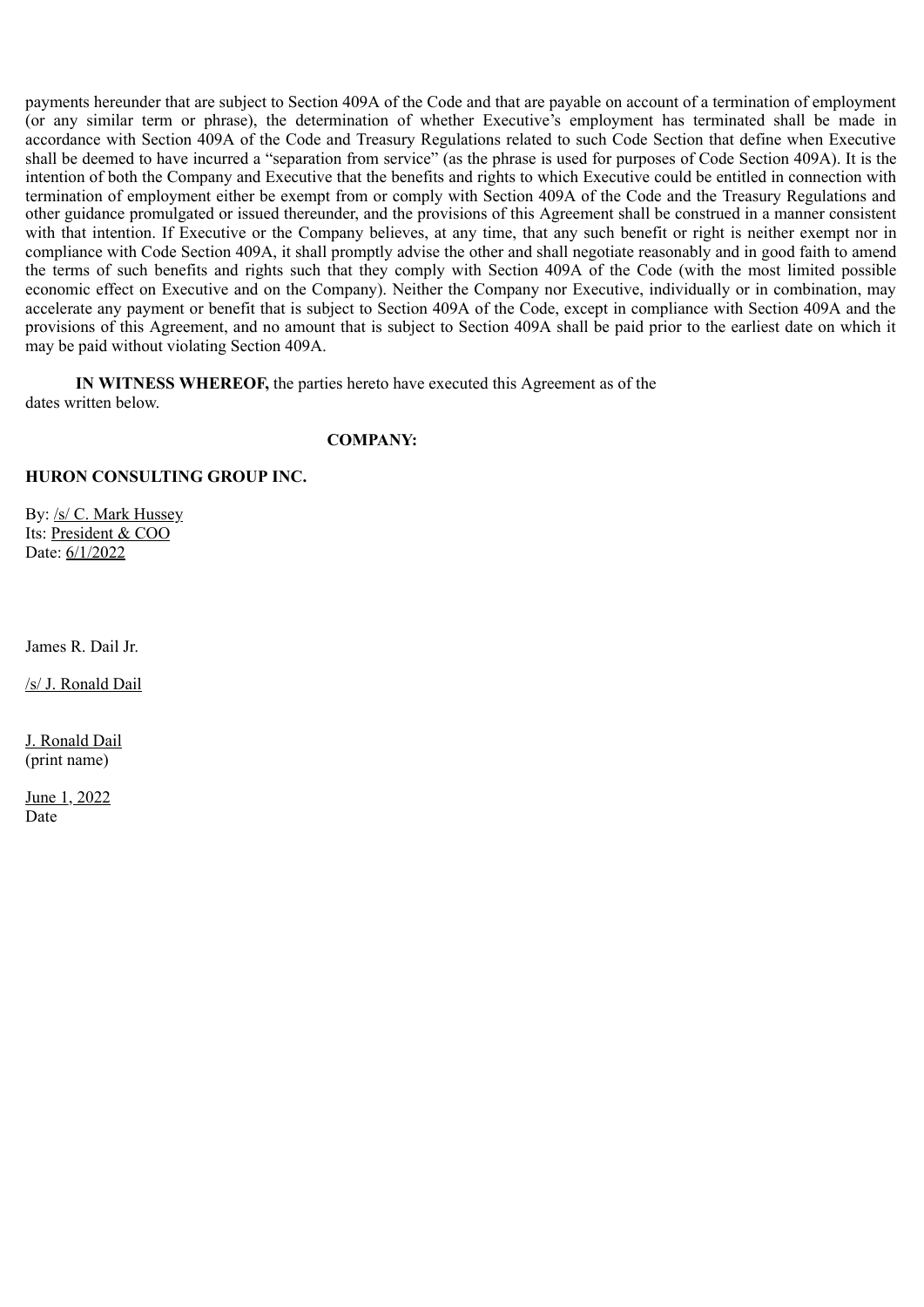payments hereunder that are subject to Section 409A of the Code and that are payable on account of a termination of employment (or any similar term or phrase), the determination of whether Executive's employment has terminated shall be made in accordance with Section 409A of the Code and Treasury Regulations related to such Code Section that define when Executive shall be deemed to have incurred a "separation from service" (as the phrase is used for purposes of Code Section 409A). It is the intention of both the Company and Executive that the benefits and rights to which Executive could be entitled in connection with termination of employment either be exempt from or comply with Section 409A of the Code and the Treasury Regulations and other guidance promulgated or issued thereunder, and the provisions of this Agreement shall be construed in a manner consistent with that intention. If Executive or the Company believes, at any time, that any such benefit or right is neither exempt nor in compliance with Code Section 409A, it shall promptly advise the other and shall negotiate reasonably and in good faith to amend the terms of such benefits and rights such that they comply with Section 409A of the Code (with the most limited possible economic effect on Executive and on the Company). Neither the Company nor Executive, individually or in combination, may accelerate any payment or benefit that is subject to Section 409A of the Code, except in compliance with Section 409A and the provisions of this Agreement, and no amount that is subject to Section 409A shall be paid prior to the earliest date on which it may be paid without violating Section 409A.

**IN WITNESS WHEREOF,** the parties hereto have executed this Agreement as of the dates written below.

**COMPANY:**

**HURON CONSULTING GROUP INC.**

By: /s/ C. Mark Hussey
Its: President & COO
Date: 6/1/2022

James R. Dail Jr.

/s/ J. Ronald Dail

J. Ronald Dail
(print name)

June 1, 2022
Date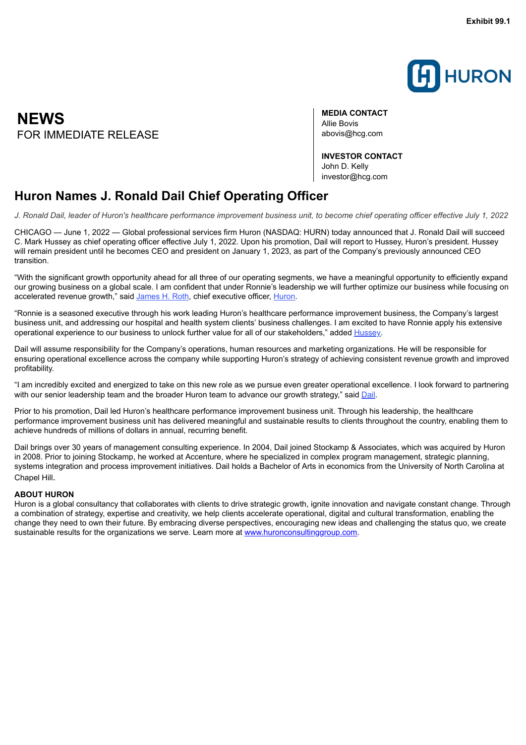Exhibit 99.1

HURON

# NEWS
FOR IMMEDIATE RELEASE

**MEDIA CONTACT**
Allie Bovis
abovis@hcg.com

**INVESTOR CONTACT**
John D. Kelly
investor@hcg.com

## Huron Names J. Ronald Dail Chief Operating Officer

*J. Ronald Dail, leader of Huron's healthcare performance improvement business unit, to become chief operating officer effective July 1, 2022*

CHICAGO — June 1, 2022 — Global professional services firm Huron (NASDAQ: HURN) today announced that J. Ronald Dail will succeed C. Mark Hussey as chief operating officer effective July 1, 2022. Upon his promotion, Dail will report to Hussey, Huron's president. Hussey will remain president until he becomes CEO and president on January 1, 2023, as part of the Company's previously announced CEO transition.

"With the significant growth opportunity ahead for all three of our operating segments, we have a meaningful opportunity to efficiently expand our growing business on a global scale. I am confident that under Ronnie's leadership we will further optimize our business while focusing on accelerated revenue growth," said James H. Roth, chief executive officer, Huron.

"Ronnie is a seasoned executive through his work leading Huron's healthcare performance improvement business, the Company's largest business unit, and addressing our hospital and health system clients' business challenges. I am excited to have Ronnie apply his extensive operational experience to our business to unlock further value for all of our stakeholders," added Hussey.

Dail will assume responsibility for the Company's operations, human resources and marketing organizations. He will be responsible for ensuring operational excellence across the company while supporting Huron's strategy of achieving consistent revenue growth and improved profitability.

"I am incredibly excited and energized to take on this new role as we pursue even greater operational excellence. I look forward to partnering with our senior leadership team and the broader Huron team to advance our growth strategy," said Dail.

Prior to his promotion, Dail led Huron's healthcare performance improvement business unit. Through his leadership, the healthcare performance improvement business unit has delivered meaningful and sustainable results to clients throughout the country, enabling them to achieve hundreds of millions of dollars in annual, recurring benefit.

Dail brings over 30 years of management consulting experience. In 2004, Dail joined Stockamp & Associates, which was acquired by Huron in 2008. Prior to joining Stockamp, he worked at Accenture, where he specialized in complex program management, strategic planning, systems integration and process improvement initiatives. Dail holds a Bachelor of Arts in economics from the University of North Carolina at Chapel Hill.

**ABOUT HURON**
Huron is a global consultancy that collaborates with clients to drive strategic growth, ignite innovation and navigate constant change. Through a combination of strategy, expertise and creativity, we help clients accelerate operational, digital and cultural transformation, enabling the change they need to own their future. By embracing diverse perspectives, encouraging new ideas and challenging the status quo, we create sustainable results for the organizations we serve. Learn more at www.huronconsultinggroup.com.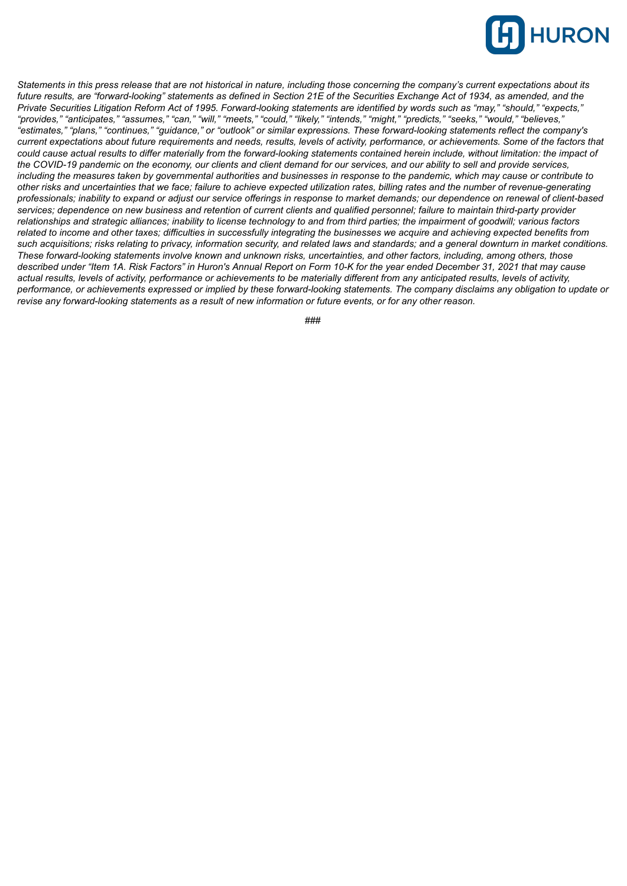*Statements in this press release that are not historical in nature, including those concerning the company's current expectations about its future results, are "forward-looking" statements as defined in Section 21E of the Securities Exchange Act of 1934, as amended, and the Private Securities Litigation Reform Act of 1995. Forward-looking statements are identified by words such as "may," "should," "expects," "provides," "anticipates," "assumes," "can," "will," "meets," "could," "likely," "intends," "might," "predicts," "seeks," "would," "believes," "estimates," "plans," "continues," "guidance," or "outlook" or similar expressions. These forward-looking statements reflect the company's current expectations about future requirements and needs, results, levels of activity, performance, or achievements. Some of the factors that could cause actual results to differ materially from the forward-looking statements contained herein include, without limitation: the impact of the COVID-19 pandemic on the economy, our clients and client demand for our services, and our ability to sell and provide services, including the measures taken by governmental authorities and businesses in response to the pandemic, which may cause or contribute to other risks and uncertainties that we face; failure to achieve expected utilization rates, billing rates and the number of revenue-generating professionals; inability to expand or adjust our service offerings in response to market demands; our dependence on renewal of client-based services; dependence on new business and retention of current clients and qualified personnel; failure to maintain third-party provider relationships and strategic alliances; inability to license technology to and from third parties; the impairment of goodwill; various factors related to income and other taxes; difficulties in successfully integrating the businesses we acquire and achieving expected benefits from such acquisitions; risks relating to privacy, information security, and related laws and standards; and a general downturn in market conditions. These forward-looking statements involve known and unknown risks, uncertainties, and other factors, including, among others, those described under "Item 1A. Risk Factors" in Huron's Annual Report on Form 10-K for the year ended December 31, 2021 that may cause actual results, levels of activity, performance or achievements to be materially different from any anticipated results, levels of activity, performance, or achievements expressed or implied by these forward-looking statements. The company disclaims any obligation to update or revise any forward-looking statements as a result of new information or future events, or for any other reason.*

###